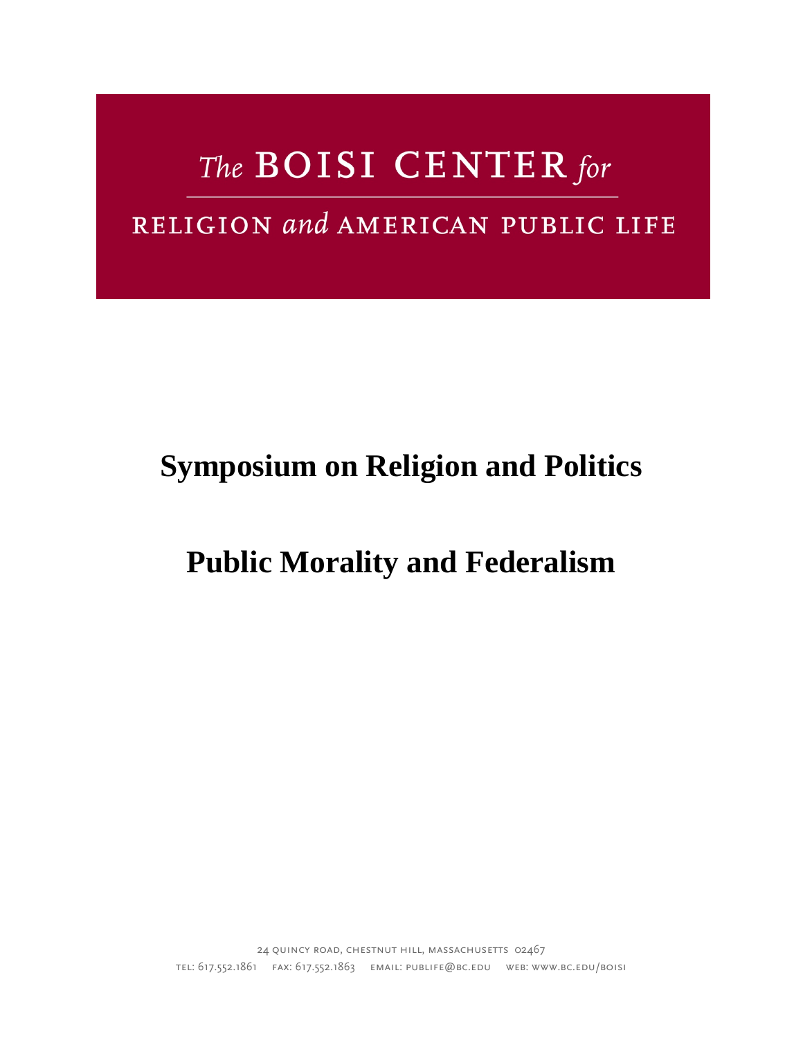The BOISI CENTER for

RELIGION and AMERICAN PUBLIC LIFE

# Symposium on Religion and Politics

# Public Morality and Federalism

24 Quincy Road, Chestnut Hill, Massachusetts 02467

tel: 617.552.1861 fax: 617.552.1863 email: publife@bc.edu web: www.bc.edu/boisi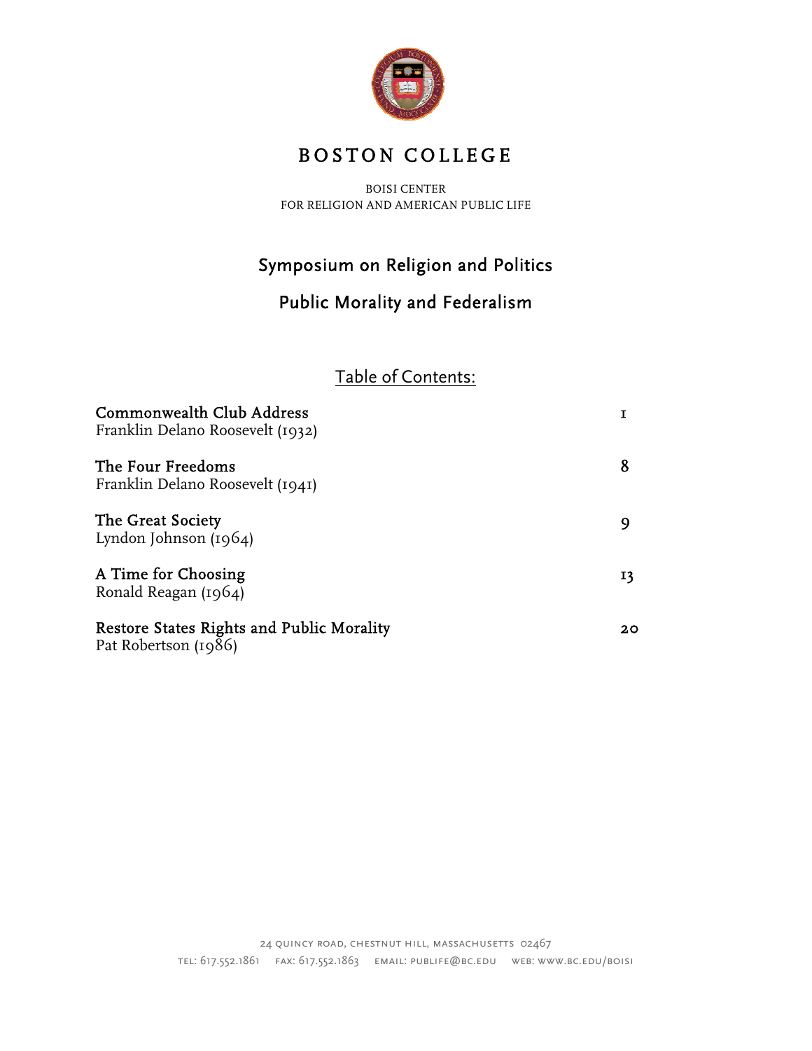# BOSTON COLLEGE

BOISI CENTER
FOR RELIGION AND AMERICAN PUBLIC LIFE

## Symposium on Religion and Politics

## Public Morality and Federalism

### Table of Contents:

| | |
|---|---|
| **Commonwealth Club Address**<br>Franklin Delano Roosevelt (1932) | 1 |
| **The Four Freedoms**<br>Franklin Delano Roosevelt (1941) | 8 |
| **The Great Society**<br>Lyndon Johnson (1964) | 9 |
| **A Time for Choosing**<br>Ronald Reagan (1964) | 13 |
| **Restore States Rights and Public Morality**<br>Pat Robertson (1986) | 20 |

24 QUINCY ROAD, CHESTNUT HILL, MASSACHUSETTS 02467
TEL: 617.552.1861 FAX: 617.552.1863 EMAIL: PUBLIFE@BC.EDU WEB: WWW.BC.EDU/BOISI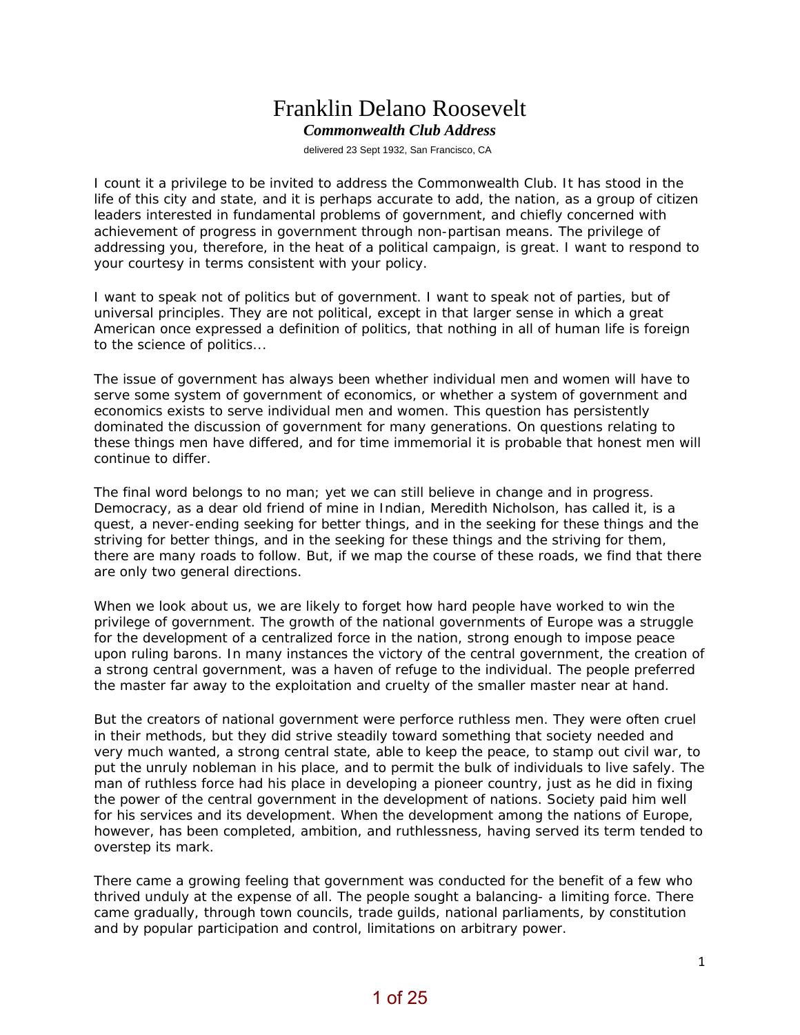# Franklin Delano Roosevelt

***Commonwealth Club Address***

delivered 23 Sept 1932, San Francisco, CA

I count it a privilege to be invited to address the Commonwealth Club. It has stood in the life of this city and state, and it is perhaps accurate to add, the nation, as a group of citizen leaders interested in fundamental problems of government, and chiefly concerned with achievement of progress in government through non-partisan means. The privilege of addressing you, therefore, in the heat of a political campaign, is great. I want to respond to your courtesy in terms consistent with your policy.

I want to speak not of politics but of government. I want to speak not of parties, but of universal principles. They are not political, except in that larger sense in which a great American once expressed a definition of politics, that nothing in all of human life is foreign to the science of politics...

The issue of government has always been whether individual men and women will have to serve some system of government of economics, or whether a system of government and economics exists to serve individual men and women. This question has persistently dominated the discussion of government for many generations. On questions relating to these things men have differed, and for time immemorial it is probable that honest men will continue to differ.

The final word belongs to no man; yet we can still believe in change and in progress. Democracy, as a dear old friend of mine in Indian, Meredith Nicholson, has called it, is a quest, a never-ending seeking for better things, and in the seeking for these things and the striving for better things, and in the seeking for these things and the striving for them, there are many roads to follow. But, if we map the course of these roads, we find that there are only two general directions.

When we look about us, we are likely to forget how hard people have worked to win the privilege of government. The growth of the national governments of Europe was a struggle for the development of a centralized force in the nation, strong enough to impose peace upon ruling barons. In many instances the victory of the central government, the creation of a strong central government, was a haven of refuge to the individual. The people preferred the master far away to the exploitation and cruelty of the smaller master near at hand.

But the creators of national government were perforce ruthless men. They were often cruel in their methods, but they did strive steadily toward something that society needed and very much wanted, a strong central state, able to keep the peace, to stamp out civil war, to put the unruly nobleman in his place, and to permit the bulk of individuals to live safely. The man of ruthless force had his place in developing a pioneer country, just as he did in fixing the power of the central government in the development of nations. Society paid him well for his services and its development. When the development among the nations of Europe, however, has been completed, ambition, and ruthlessness, having served its term tended to overstep its mark.

There came a growing feeling that government was conducted for the benefit of a few who thrived unduly at the expense of all. The people sought a balancing- a limiting force. There came gradually, through town councils, trade guilds, national parliaments, by constitution and by popular participation and control, limitations on arbitrary power.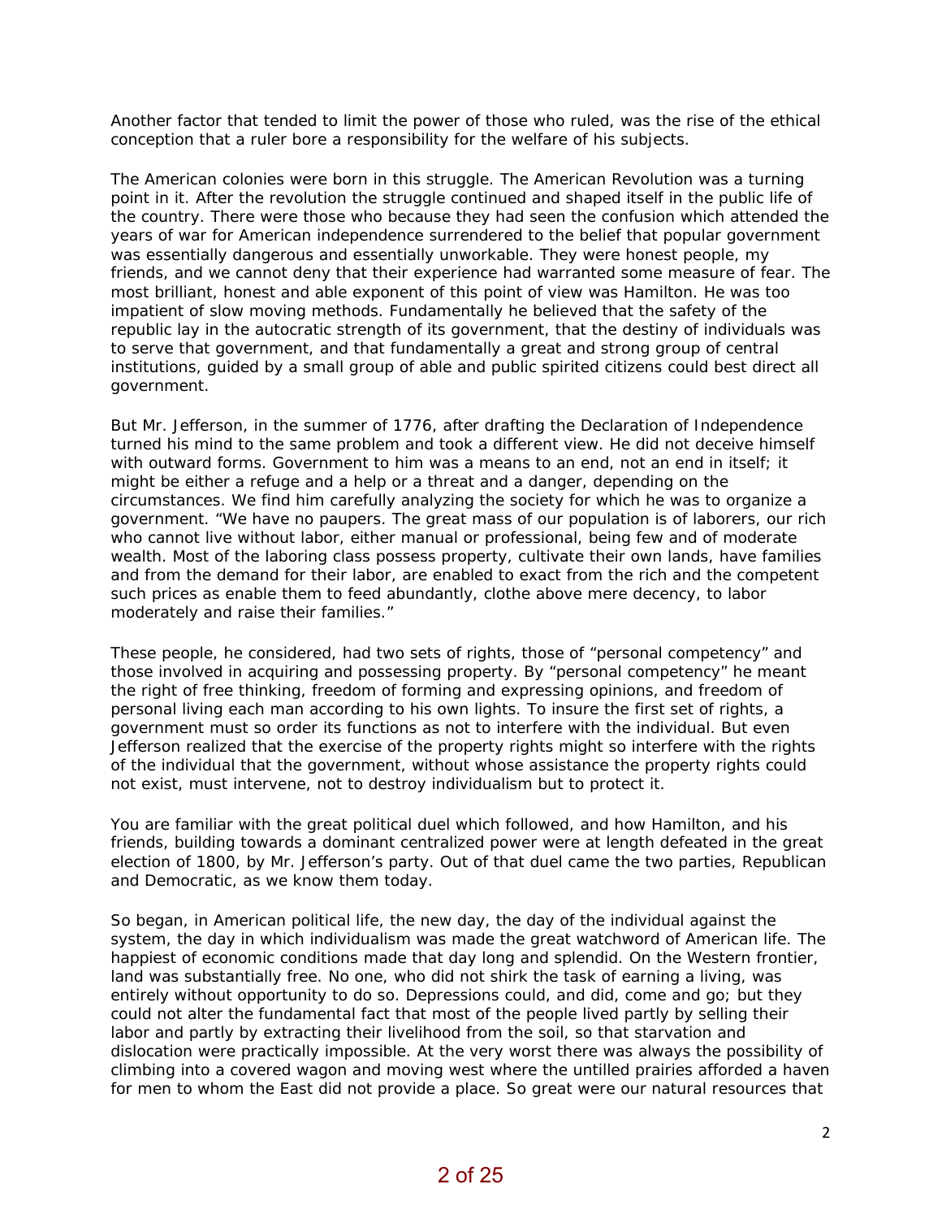Another factor that tended to limit the power of those who ruled, was the rise of the ethical conception that a ruler bore a responsibility for the welfare of his subjects.

The American colonies were born in this struggle. The American Revolution was a turning point in it. After the revolution the struggle continued and shaped itself in the public life of the country. There were those who because they had seen the confusion which attended the years of war for American independence surrendered to the belief that popular government was essentially dangerous and essentially unworkable. They were honest people, my friends, and we cannot deny that their experience had warranted some measure of fear. The most brilliant, honest and able exponent of this point of view was Hamilton. He was too impatient of slow moving methods. Fundamentally he believed that the safety of the republic lay in the autocratic strength of its government, that the destiny of individuals was to serve that government, and that fundamentally a great and strong group of central institutions, guided by a small group of able and public spirited citizens could best direct all government.

But Mr. Jefferson, in the summer of 1776, after drafting the Declaration of Independence turned his mind to the same problem and took a different view. He did not deceive himself with outward forms. Government to him was a means to an end, not an end in itself; it might be either a refuge and a help or a threat and a danger, depending on the circumstances. We find him carefully analyzing the society for which he was to organize a government. "We have no paupers. The great mass of our population is of laborers, our rich who cannot live without labor, either manual or professional, being few and of moderate wealth. Most of the laboring class possess property, cultivate their own lands, have families and from the demand for their labor, are enabled to exact from the rich and the competent such prices as enable them to feed abundantly, clothe above mere decency, to labor moderately and raise their families."

These people, he considered, had two sets of rights, those of "personal competency" and those involved in acquiring and possessing property. By "personal competency" he meant the right of free thinking, freedom of forming and expressing opinions, and freedom of personal living each man according to his own lights. To insure the first set of rights, a government must so order its functions as not to interfere with the individual. But even Jefferson realized that the exercise of the property rights might so interfere with the rights of the individual that the government, without whose assistance the property rights could not exist, must intervene, not to destroy individualism but to protect it.

You are familiar with the great political duel which followed, and how Hamilton, and his friends, building towards a dominant centralized power were at length defeated in the great election of 1800, by Mr. Jefferson's party. Out of that duel came the two parties, Republican and Democratic, as we know them today.

So began, in American political life, the new day, the day of the individual against the system, the day in which individualism was made the great watchword of American life. The happiest of economic conditions made that day long and splendid. On the Western frontier, land was substantially free. No one, who did not shirk the task of earning a living, was entirely without opportunity to do so. Depressions could, and did, come and go; but they could not alter the fundamental fact that most of the people lived partly by selling their labor and partly by extracting their livelihood from the soil, so that starvation and dislocation were practically impossible. At the very worst there was always the possibility of climbing into a covered wagon and moving west where the untilled prairies afforded a haven for men to whom the East did not provide a place. So great were our natural resources that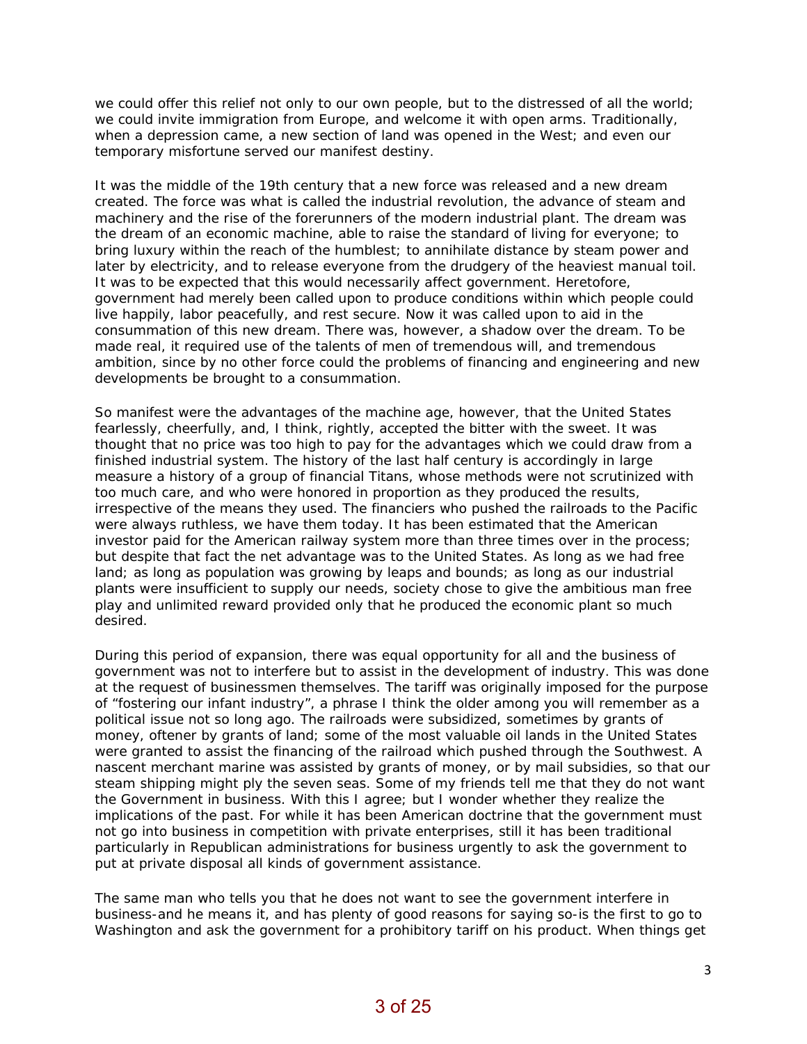we could offer this relief not only to our own people, but to the distressed of all the world; we could invite immigration from Europe, and welcome it with open arms. Traditionally, when a depression came, a new section of land was opened in the West; and even our temporary misfortune served our manifest destiny.

It was the middle of the 19th century that a new force was released and a new dream created. The force was what is called the industrial revolution, the advance of steam and machinery and the rise of the forerunners of the modern industrial plant. The dream was the dream of an economic machine, able to raise the standard of living for everyone; to bring luxury within the reach of the humblest; to annihilate distance by steam power and later by electricity, and to release everyone from the drudgery of the heaviest manual toil. It was to be expected that this would necessarily affect government. Heretofore, government had merely been called upon to produce conditions within which people could live happily, labor peacefully, and rest secure. Now it was called upon to aid in the consummation of this new dream. There was, however, a shadow over the dream. To be made real, it required use of the talents of men of tremendous will, and tremendous ambition, since by no other force could the problems of financing and engineering and new developments be brought to a consummation.

So manifest were the advantages of the machine age, however, that the United States fearlessly, cheerfully, and, I think, rightly, accepted the bitter with the sweet. It was thought that no price was too high to pay for the advantages which we could draw from a finished industrial system. The history of the last half century is accordingly in large measure a history of a group of financial Titans, whose methods were not scrutinized with too much care, and who were honored in proportion as they produced the results, irrespective of the means they used. The financiers who pushed the railroads to the Pacific were always ruthless, we have them today. It has been estimated that the American investor paid for the American railway system more than three times over in the process; but despite that fact the net advantage was to the United States. As long as we had free land; as long as population was growing by leaps and bounds; as long as our industrial plants were insufficient to supply our needs, society chose to give the ambitious man free play and unlimited reward provided only that he produced the economic plant so much desired.

During this period of expansion, there was equal opportunity for all and the business of government was not to interfere but to assist in the development of industry. This was done at the request of businessmen themselves. The tariff was originally imposed for the purpose of "fostering our infant industry", a phrase I think the older among you will remember as a political issue not so long ago. The railroads were subsidized, sometimes by grants of money, oftener by grants of land; some of the most valuable oil lands in the United States were granted to assist the financing of the railroad which pushed through the Southwest. A nascent merchant marine was assisted by grants of money, or by mail subsidies, so that our steam shipping might ply the seven seas. Some of my friends tell me that they do not want the Government in business. With this I agree; but I wonder whether they realize the implications of the past. For while it has been American doctrine that the government must not go into business in competition with private enterprises, still it has been traditional particularly in Republican administrations for business urgently to ask the government to put at private disposal all kinds of government assistance.

The same man who tells you that he does not want to see the government interfere in business-and he means it, and has plenty of good reasons for saying so-is the first to go to Washington and ask the government for a prohibitory tariff on his product. When things get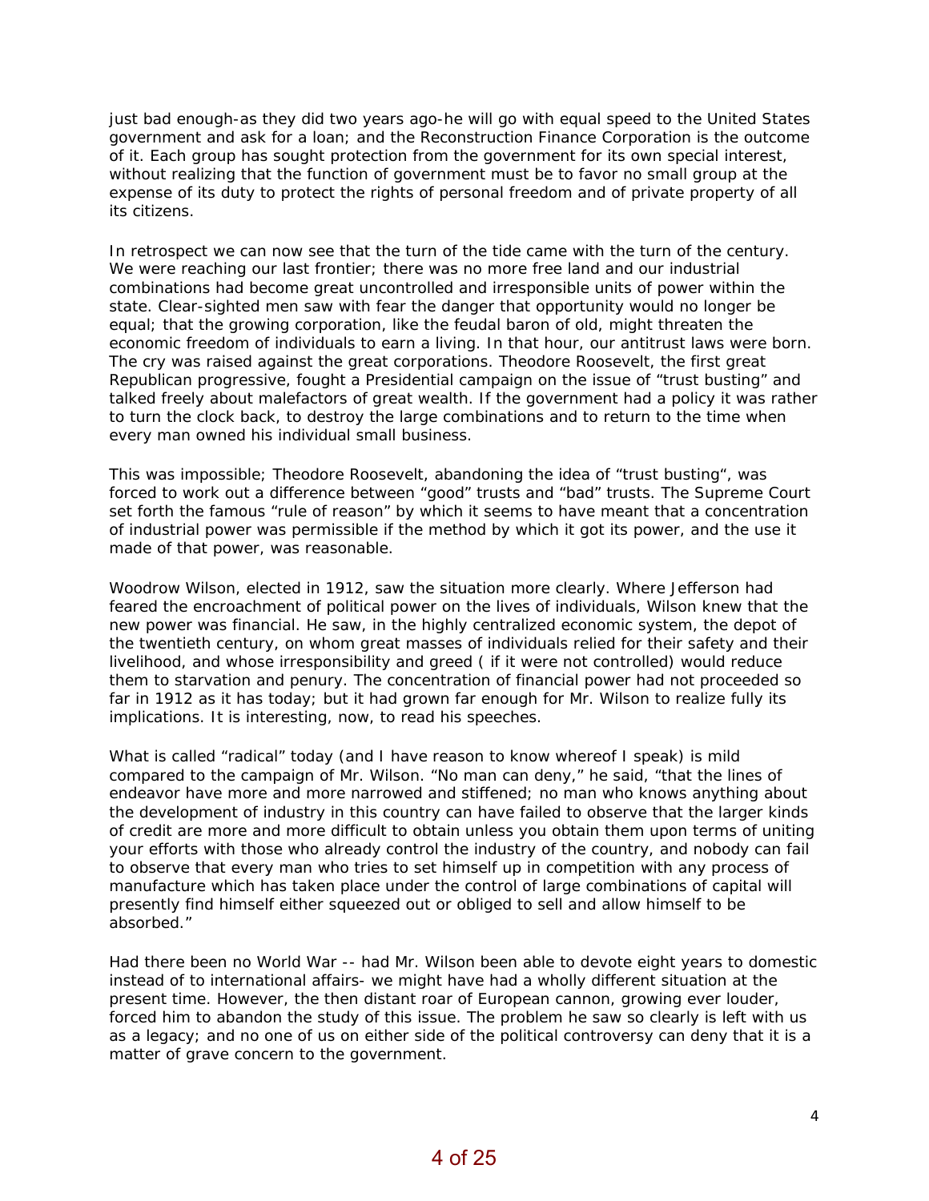just bad enough-as they did two years ago-he will go with equal speed to the United States government and ask for a loan; and the Reconstruction Finance Corporation is the outcome of it. Each group has sought protection from the government for its own special interest, without realizing that the function of government must be to favor no small group at the expense of its duty to protect the rights of personal freedom and of private property of all its citizens.

In retrospect we can now see that the turn of the tide came with the turn of the century. We were reaching our last frontier; there was no more free land and our industrial combinations had become great uncontrolled and irresponsible units of power within the state. Clear-sighted men saw with fear the danger that opportunity would no longer be equal; that the growing corporation, like the feudal baron of old, might threaten the economic freedom of individuals to earn a living. In that hour, our antitrust laws were born. The cry was raised against the great corporations. Theodore Roosevelt, the first great Republican progressive, fought a Presidential campaign on the issue of "trust busting" and talked freely about malefactors of great wealth. If the government had a policy it was rather to turn the clock back, to destroy the large combinations and to return to the time when every man owned his individual small business.

This was impossible; Theodore Roosevelt, abandoning the idea of "trust busting", was forced to work out a difference between "good" trusts and "bad" trusts. The Supreme Court set forth the famous "rule of reason" by which it seems to have meant that a concentration of industrial power was permissible if the method by which it got its power, and the use it made of that power, was reasonable.

Woodrow Wilson, elected in 1912, saw the situation more clearly. Where Jefferson had feared the encroachment of political power on the lives of individuals, Wilson knew that the new power was financial. He saw, in the highly centralized economic system, the depot of the twentieth century, on whom great masses of individuals relied for their safety and their livelihood, and whose irresponsibility and greed ( if it were not controlled) would reduce them to starvation and penury. The concentration of financial power had not proceeded so far in 1912 as it has today; but it had grown far enough for Mr. Wilson to realize fully its implications. It is interesting, now, to read his speeches.

What is called "radical" today (and I have reason to know whereof I speak) is mild compared to the campaign of Mr. Wilson. "No man can deny," he said, "that the lines of endeavor have more and more narrowed and stiffened; no man who knows anything about the development of industry in this country can have failed to observe that the larger kinds of credit are more and more difficult to obtain unless you obtain them upon terms of uniting your efforts with those who already control the industry of the country, and nobody can fail to observe that every man who tries to set himself up in competition with any process of manufacture which has taken place under the control of large combinations of capital will presently find himself either squeezed out or obliged to sell and allow himself to be absorbed."

Had there been no World War -- had Mr. Wilson been able to devote eight years to domestic instead of to international affairs- we might have had a wholly different situation at the present time. However, the then distant roar of European cannon, growing ever louder, forced him to abandon the study of this issue. The problem he saw so clearly is left with us as a legacy; and no one of us on either side of the political controversy can deny that it is a matter of grave concern to the government.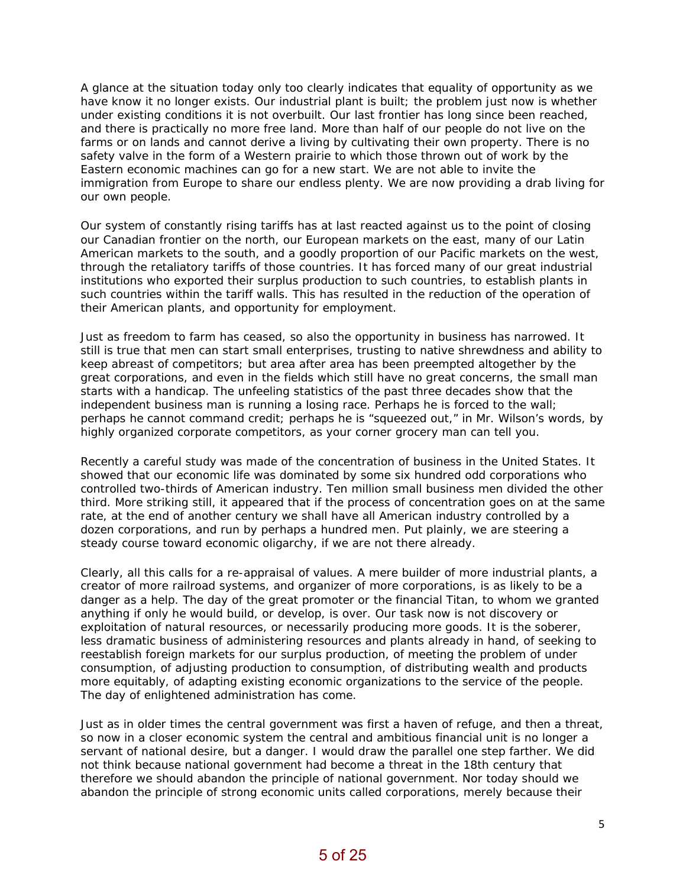A glance at the situation today only too clearly indicates that equality of opportunity as we have know it no longer exists. Our industrial plant is built; the problem just now is whether under existing conditions it is not overbuilt. Our last frontier has long since been reached, and there is practically no more free land. More than half of our people do not live on the farms or on lands and cannot derive a living by cultivating their own property. There is no safety valve in the form of a Western prairie to which those thrown out of work by the Eastern economic machines can go for a new start. We are not able to invite the immigration from Europe to share our endless plenty. We are now providing a drab living for our own people.

Our system of constantly rising tariffs has at last reacted against us to the point of closing our Canadian frontier on the north, our European markets on the east, many of our Latin American markets to the south, and a goodly proportion of our Pacific markets on the west, through the retaliatory tariffs of those countries. It has forced many of our great industrial institutions who exported their surplus production to such countries, to establish plants in such countries within the tariff walls. This has resulted in the reduction of the operation of their American plants, and opportunity for employment.

Just as freedom to farm has ceased, so also the opportunity in business has narrowed. It still is true that men can start small enterprises, trusting to native shrewdness and ability to keep abreast of competitors; but area after area has been preempted altogether by the great corporations, and even in the fields which still have no great concerns, the small man starts with a handicap. The unfeeling statistics of the past three decades show that the independent business man is running a losing race. Perhaps he is forced to the wall; perhaps he cannot command credit; perhaps he is "squeezed out," in Mr. Wilson's words, by highly organized corporate competitors, as your corner grocery man can tell you.

Recently a careful study was made of the concentration of business in the United States. It showed that our economic life was dominated by some six hundred odd corporations who controlled two-thirds of American industry. Ten million small business men divided the other third. More striking still, it appeared that if the process of concentration goes on at the same rate, at the end of another century we shall have all American industry controlled by a dozen corporations, and run by perhaps a hundred men. Put plainly, we are steering a steady course toward economic oligarchy, if we are not there already.

Clearly, all this calls for a re-appraisal of values. A mere builder of more industrial plants, a creator of more railroad systems, and organizer of more corporations, is as likely to be a danger as a help. The day of the great promoter or the financial Titan, to whom we granted anything if only he would build, or develop, is over. Our task now is not discovery or exploitation of natural resources, or necessarily producing more goods. It is the soberer, less dramatic business of administering resources and plants already in hand, of seeking to reestablish foreign markets for our surplus production, of meeting the problem of under consumption, of adjusting production to consumption, of distributing wealth and products more equitably, of adapting existing economic organizations to the service of the people. The day of enlightened administration has come.

Just as in older times the central government was first a haven of refuge, and then a threat, so now in a closer economic system the central and ambitious financial unit is no longer a servant of national desire, but a danger. I would draw the parallel one step farther. We did not think because national government had become a threat in the 18th century that therefore we should abandon the principle of national government. Nor today should we abandon the principle of strong economic units called corporations, merely because their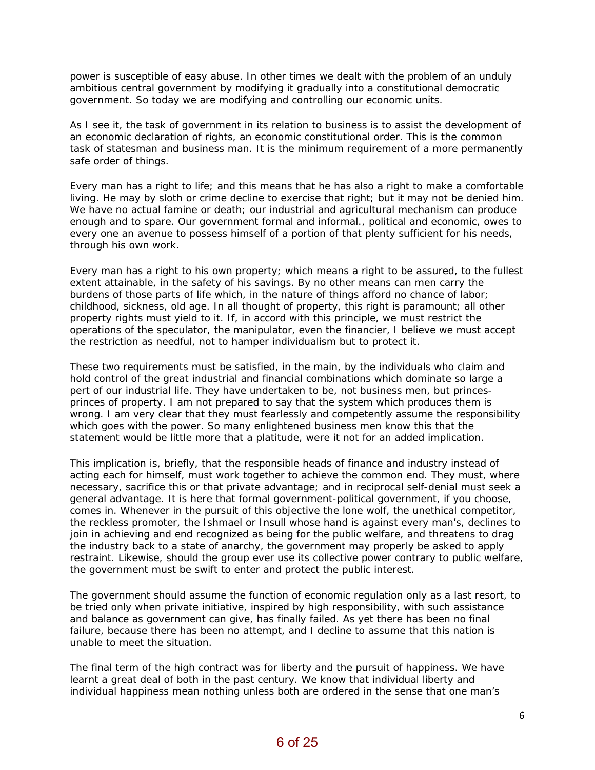power is susceptible of easy abuse. In other times we dealt with the problem of an unduly ambitious central government by modifying it gradually into a constitutional democratic government. So today we are modifying and controlling our economic units.

As I see it, the task of government in its relation to business is to assist the development of an economic declaration of rights, an economic constitutional order. This is the common task of statesman and business man. It is the minimum requirement of a more permanently safe order of things.

Every man has a right to life; and this means that he has also a right to make a comfortable living. He may by sloth or crime decline to exercise that right; but it may not be denied him. We have no actual famine or death; our industrial and agricultural mechanism can produce enough and to spare. Our government formal and informal., political and economic, owes to every one an avenue to possess himself of a portion of that plenty sufficient for his needs, through his own work.

Every man has a right to his own property; which means a right to be assured, to the fullest extent attainable, in the safety of his savings. By no other means can men carry the burdens of those parts of life which, in the nature of things afford no chance of labor; childhood, sickness, old age. In all thought of property, this right is paramount; all other property rights must yield to it. If, in accord with this principle, we must restrict the operations of the speculator, the manipulator, even the financier, I believe we must accept the restriction as needful, not to hamper individualism but to protect it.

These two requirements must be satisfied, in the main, by the individuals who claim and hold control of the great industrial and financial combinations which dominate so large a pert of our industrial life. They have undertaken to be, not business men, but princes- princes of property. I am not prepared to say that the system which produces them is wrong. I am very clear that they must fearlessly and competently assume the responsibility which goes with the power. So many enlightened business men know this that the statement would be little more that a platitude, were it not for an added implication.

This implication is, briefly, that the responsible heads of finance and industry instead of acting each for himself, must work together to achieve the common end. They must, where necessary, sacrifice this or that private advantage; and in reciprocal self-denial must seek a general advantage. It is here that formal government-political government, if you choose, comes in. Whenever in the pursuit of this objective the lone wolf, the unethical competitor, the reckless promoter, the Ishmael or Insull whose hand is against every man's, declines to join in achieving and end recognized as being for the public welfare, and threatens to drag the industry back to a state of anarchy, the government may properly be asked to apply restraint. Likewise, should the group ever use its collective power contrary to public welfare, the government must be swift to enter and protect the public interest.

The government should assume the function of economic regulation only as a last resort, to be tried only when private initiative, inspired by high responsibility, with such assistance and balance as government can give, has finally failed. As yet there has been no final failure, because there has been no attempt, and I decline to assume that this nation is unable to meet the situation.

The final term of the high contract was for liberty and the pursuit of happiness. We have learnt a great deal of both in the past century. We know that individual liberty and individual happiness mean nothing unless both are ordered in the sense that one man's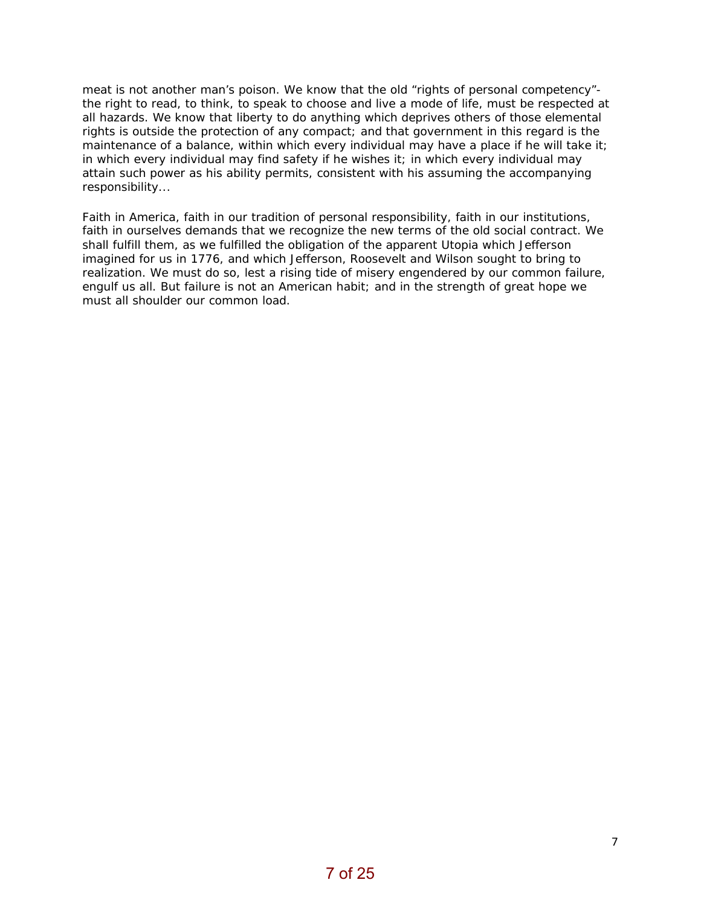meat is not another man's poison. We know that the old "rights of personal competency"- the right to read, to think, to speak to choose and live a mode of life, must be respected at all hazards. We know that liberty to do anything which deprives others of those elemental rights is outside the protection of any compact; and that government in this regard is the maintenance of a balance, within which every individual may have a place if he will take it; in which every individual may find safety if he wishes it; in which every individual may attain such power as his ability permits, consistent with his assuming the accompanying responsibility...

Faith in America, faith in our tradition of personal responsibility, faith in our institutions, faith in ourselves demands that we recognize the new terms of the old social contract. We shall fulfill them, as we fulfilled the obligation of the apparent Utopia which Jefferson imagined for us in 1776, and which Jefferson, Roosevelt and Wilson sought to bring to realization. We must do so, lest a rising tide of misery engendered by our common failure, engulf us all. But failure is not an American habit; and in the strength of great hope we must all shoulder our common load.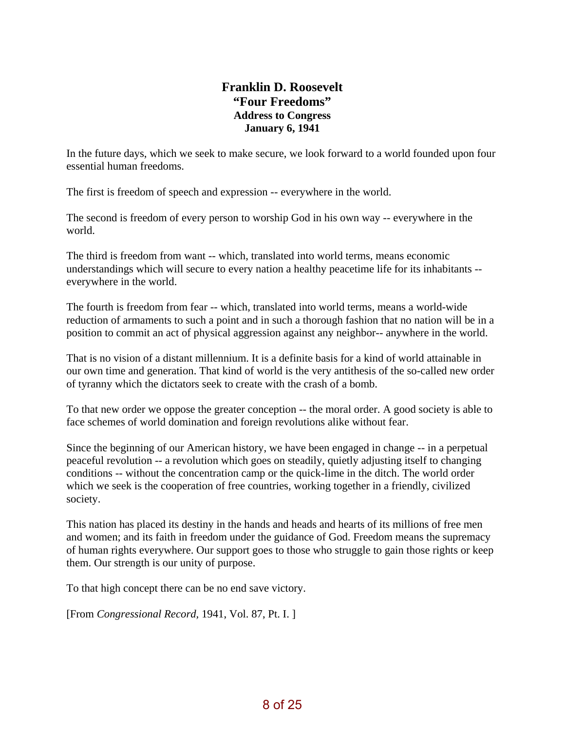### Franklin D. Roosevelt
### "Four Freedoms"
**Address to Congress**
**January 6, 1941**

In the future days, which we seek to make secure, we look forward to a world founded upon four essential human freedoms.

The first is freedom of speech and expression -- everywhere in the world.

The second is freedom of every person to worship God in his own way -- everywhere in the world.

The third is freedom from want -- which, translated into world terms, means economic understandings which will secure to every nation a healthy peacetime life for its inhabitants -- everywhere in the world.

The fourth is freedom from fear -- which, translated into world terms, means a world-wide reduction of armaments to such a point and in such a thorough fashion that no nation will be in a position to commit an act of physical aggression against any neighbor-- anywhere in the world.

That is no vision of a distant millennium. It is a definite basis for a kind of world attainable in our own time and generation. That kind of world is the very antithesis of the so-called new order of tyranny which the dictators seek to create with the crash of a bomb.

To that new order we oppose the greater conception -- the moral order. A good society is able to face schemes of world domination and foreign revolutions alike without fear.

Since the beginning of our American history, we have been engaged in change -- in a perpetual peaceful revolution -- a revolution which goes on steadily, quietly adjusting itself to changing conditions -- without the concentration camp or the quick-lime in the ditch. The world order which we seek is the cooperation of free countries, working together in a friendly, civilized society.

This nation has placed its destiny in the hands and heads and hearts of its millions of free men and women; and its faith in freedom under the guidance of God. Freedom means the supremacy of human rights everywhere. Our support goes to those who struggle to gain those rights or keep them. Our strength is our unity of purpose.

To that high concept there can be no end save victory.

[From *Congressional Record*, 1941, Vol. 87, Pt. I. ]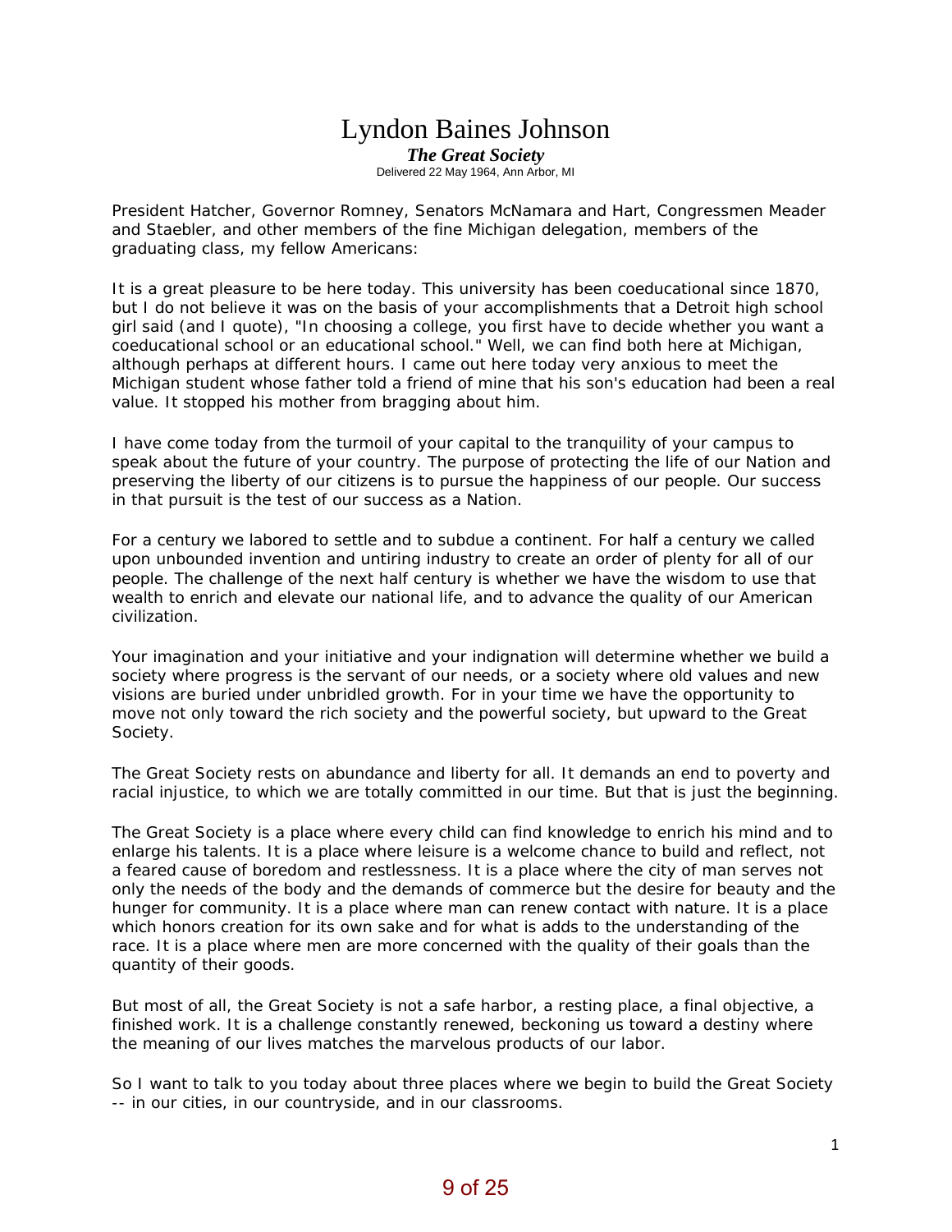# Lyndon Baines Johnson

***The Great Society***

Delivered 22 May 1964, Ann Arbor, MI

President Hatcher, Governor Romney, Senators McNamara and Hart, Congressmen Meader and Staebler, and other members of the fine Michigan delegation, members of the graduating class, my fellow Americans:

It is a great pleasure to be here today. This university has been coeducational since 1870, but I do not believe it was on the basis of your accomplishments that a Detroit high school girl said (and I quote), "In choosing a college, you first have to decide whether you want a coeducational school or an educational school." Well, we can find both here at Michigan, although perhaps at different hours. I came out here today very anxious to meet the Michigan student whose father told a friend of mine that his son's education had been a real value. It stopped his mother from bragging about him.

I have come today from the turmoil of your capital to the tranquility of your campus to speak about the future of your country. The purpose of protecting the life of our Nation and preserving the liberty of our citizens is to pursue the happiness of our people. Our success in that pursuit is the test of our success as a Nation.

For a century we labored to settle and to subdue a continent. For half a century we called upon unbounded invention and untiring industry to create an order of plenty for all of our people. The challenge of the next half century is whether we have the wisdom to use that wealth to enrich and elevate our national life, and to advance the quality of our American civilization.

Your imagination and your initiative and your indignation will determine whether we build a society where progress is the servant of our needs, or a society where old values and new visions are buried under unbridled growth. For in your time we have the opportunity to move not only toward the rich society and the powerful society, but upward to the Great Society.

The Great Society rests on abundance and liberty for all. It demands an end to poverty and racial injustice, to which we are totally committed in our time. But that is just the beginning.

The Great Society is a place where every child can find knowledge to enrich his mind and to enlarge his talents. It is a place where leisure is a welcome chance to build and reflect, not a feared cause of boredom and restlessness. It is a place where the city of man serves not only the needs of the body and the demands of commerce but the desire for beauty and the hunger for community. It is a place where man can renew contact with nature. It is a place which honors creation for its own sake and for what is adds to the understanding of the race. It is a place where men are more concerned with the quality of their goals than the quantity of their goods.

But most of all, the Great Society is not a safe harbor, a resting place, a final objective, a finished work. It is a challenge constantly renewed, beckoning us toward a destiny where the meaning of our lives matches the marvelous products of our labor.

So I want to talk to you today about three places where we begin to build the Great Society -- in our cities, in our countryside, and in our classrooms.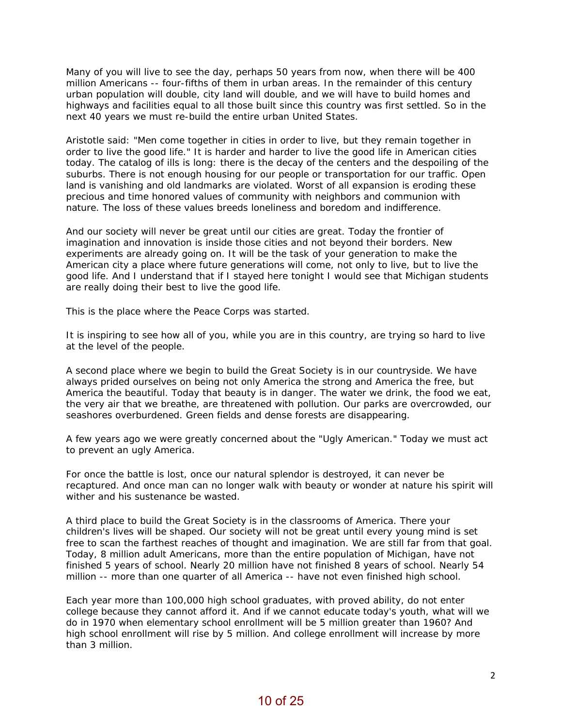Many of you will live to see the day, perhaps 50 years from now, when there will be 400 million Americans -- four-fifths of them in urban areas. In the remainder of this century urban population will double, city land will double, and we will have to build homes and highways and facilities equal to all those built since this country was first settled. So in the next 40 years we must re-build the entire urban United States.

Aristotle said: "Men come together in cities in order to live, but they remain together in order to live the good life." It is harder and harder to live the good life in American cities today. The catalog of ills is long: there is the decay of the centers and the despoiling of the suburbs. There is not enough housing for our people or transportation for our traffic. Open land is vanishing and old landmarks are violated. Worst of all expansion is eroding these precious and time honored values of community with neighbors and communion with nature. The loss of these values breeds loneliness and boredom and indifference.

And our society will never be great until our cities are great. Today the frontier of imagination and innovation is inside those cities and not beyond their borders. New experiments are already going on. It will be the task of your generation to make the American city a place where future generations will come, not only to live, but to live the good life. And I understand that if I stayed here tonight I would see that Michigan students are really doing their best to live the good life.

This is the place where the Peace Corps was started.

It is inspiring to see how all of you, while you are in this country, are trying so hard to live at the level of the people.

A second place where we begin to build the Great Society is in our countryside. We have always prided ourselves on being not only America the strong and America the free, but America the beautiful. Today that beauty is in danger. The water we drink, the food we eat, the very air that we breathe, are threatened with pollution. Our parks are overcrowded, our seashores overburdened. Green fields and dense forests are disappearing.

A few years ago we were greatly concerned about the "Ugly American." Today we must act to prevent an ugly America.

For once the battle is lost, once our natural splendor is destroyed, it can never be recaptured. And once man can no longer walk with beauty or wonder at nature his spirit will wither and his sustenance be wasted.

A third place to build the Great Society is in the classrooms of America. There your children's lives will be shaped. Our society will not be great until every young mind is set free to scan the farthest reaches of thought and imagination. We are still far from that goal. Today, 8 million adult Americans, more than the entire population of Michigan, have not finished 5 years of school. Nearly 20 million have not finished 8 years of school. Nearly 54 million -- more than one quarter of all America -- have not even finished high school.

Each year more than 100,000 high school graduates, with proved ability, do not enter college because they cannot afford it. And if we cannot educate today's youth, what will we do in 1970 when elementary school enrollment will be 5 million greater than 1960? And high school enrollment will rise by 5 million. And college enrollment will increase by more than 3 million.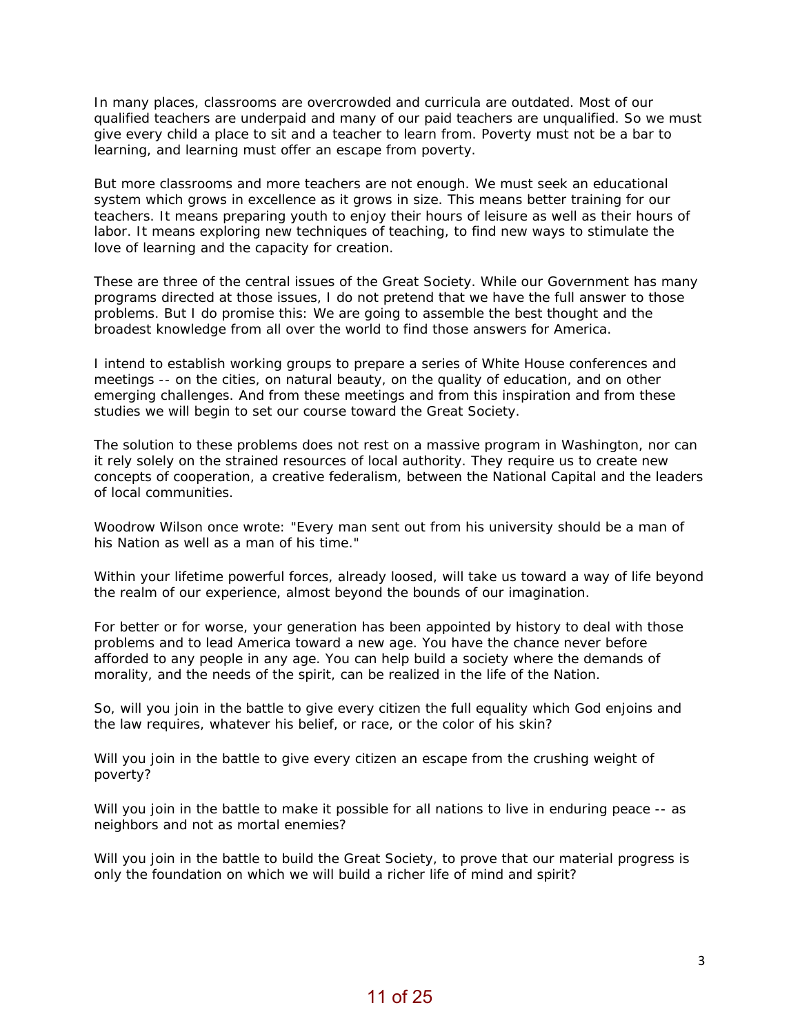In many places, classrooms are overcrowded and curricula are outdated. Most of our qualified teachers are underpaid and many of our paid teachers are unqualified. So we must give every child a place to sit and a teacher to learn from. Poverty must not be a bar to learning, and learning must offer an escape from poverty.

But more classrooms and more teachers are not enough. We must seek an educational system which grows in excellence as it grows in size. This means better training for our teachers. It means preparing youth to enjoy their hours of leisure as well as their hours of labor. It means exploring new techniques of teaching, to find new ways to stimulate the love of learning and the capacity for creation.

These are three of the central issues of the Great Society. While our Government has many programs directed at those issues, I do not pretend that we have the full answer to those problems. But I do promise this: We are going to assemble the best thought and the broadest knowledge from all over the world to find those answers for America.

I intend to establish working groups to prepare a series of White House conferences and meetings -- on the cities, on natural beauty, on the quality of education, and on other emerging challenges. And from these meetings and from this inspiration and from these studies we will begin to set our course toward the Great Society.

The solution to these problems does not rest on a massive program in Washington, nor can it rely solely on the strained resources of local authority. They require us to create new concepts of cooperation, a creative federalism, between the National Capital and the leaders of local communities.

Woodrow Wilson once wrote: "Every man sent out from his university should be a man of his Nation as well as a man of his time."

Within your lifetime powerful forces, already loosed, will take us toward a way of life beyond the realm of our experience, almost beyond the bounds of our imagination.

For better or for worse, your generation has been appointed by history to deal with those problems and to lead America toward a new age. You have the chance never before afforded to any people in any age. You can help build a society where the demands of morality, and the needs of the spirit, can be realized in the life of the Nation.

So, will you join in the battle to give every citizen the full equality which God enjoins and the law requires, whatever his belief, or race, or the color of his skin?

Will you join in the battle to give every citizen an escape from the crushing weight of poverty?

Will you join in the battle to make it possible for all nations to live in enduring peace -- as neighbors and not as mortal enemies?

Will you join in the battle to build the Great Society, to prove that our material progress is only the foundation on which we will build a richer life of mind and spirit?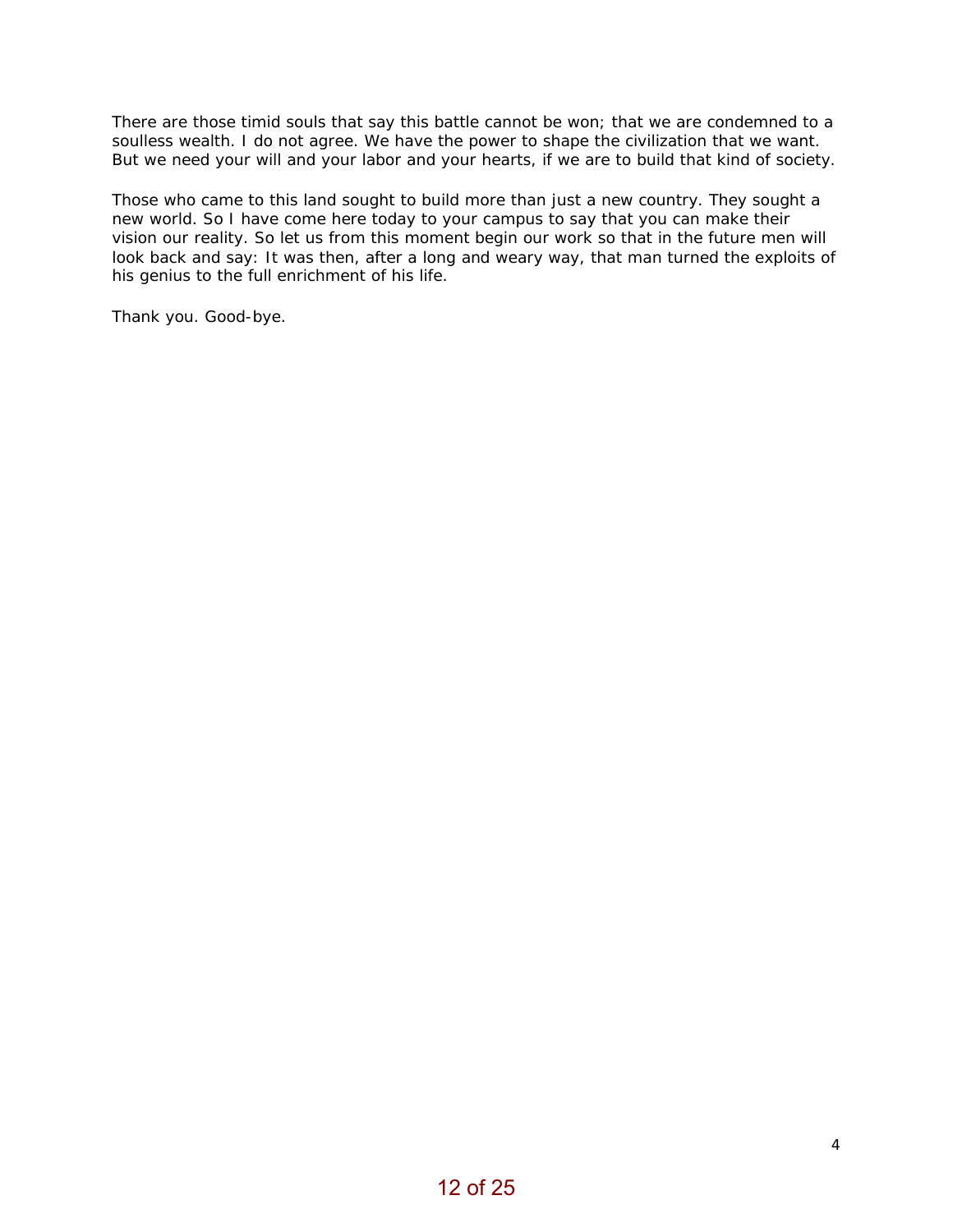There are those timid souls that say this battle cannot be won; that we are condemned to a soulless wealth. I do not agree. We have the power to shape the civilization that we want. But we need your will and your labor and your hearts, if we are to build that kind of society.

Those who came to this land sought to build more than just a new country. They sought a new world. So I have come here today to your campus to say that you can make their vision our reality. So let us from this moment begin our work so that in the future men will look back and say: It was then, after a long and weary way, that man turned the exploits of his genius to the full enrichment of his life.

Thank you. Good-bye.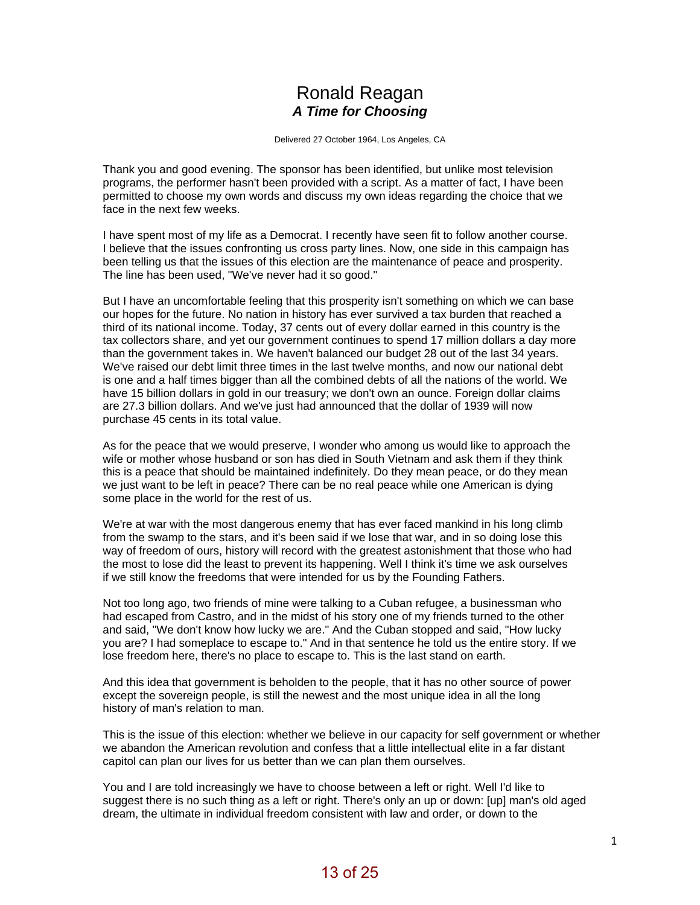# Ronald Reagan

## *A Time for Choosing*

Delivered 27 October 1964, Los Angeles, CA

Thank you and good evening. The sponsor has been identified, but unlike most television programs, the performer hasn't been provided with a script. As a matter of fact, I have been permitted to choose my own words and discuss my own ideas regarding the choice that we face in the next few weeks.

I have spent most of my life as a Democrat. I recently have seen fit to follow another course. I believe that the issues confronting us cross party lines. Now, one side in this campaign has been telling us that the issues of this election are the maintenance of peace and prosperity. The line has been used, "We've never had it so good."

But I have an uncomfortable feeling that this prosperity isn't something on which we can base our hopes for the future. No nation in history has ever survived a tax burden that reached a third of its national income. Today, 37 cents out of every dollar earned in this country is the tax collectors share, and yet our government continues to spend 17 million dollars a day more than the government takes in. We haven't balanced our budget 28 out of the last 34 years. We've raised our debt limit three times in the last twelve months, and now our national debt is one and a half times bigger than all the combined debts of all the nations of the world. We have 15 billion dollars in gold in our treasury; we don't own an ounce. Foreign dollar claims are 27.3 billion dollars. And we've just had announced that the dollar of 1939 will now purchase 45 cents in its total value.

As for the peace that we would preserve, I wonder who among us would like to approach the wife or mother whose husband or son has died in South Vietnam and ask them if they think this is a peace that should be maintained indefinitely. Do they mean peace, or do they mean we just want to be left in peace? There can be no real peace while one American is dying some place in the world for the rest of us.

We're at war with the most dangerous enemy that has ever faced mankind in his long climb from the swamp to the stars, and it's been said if we lose that war, and in so doing lose this way of freedom of ours, history will record with the greatest astonishment that those who had the most to lose did the least to prevent its happening. Well I think it's time we ask ourselves if we still know the freedoms that were intended for us by the Founding Fathers.

Not too long ago, two friends of mine were talking to a Cuban refugee, a businessman who had escaped from Castro, and in the midst of his story one of my friends turned to the other and said, "We don't know how lucky we are." And the Cuban stopped and said, "How lucky you are? I had someplace to escape to." And in that sentence he told us the entire story. If we lose freedom here, there's no place to escape to. This is the last stand on earth.

And this idea that government is beholden to the people, that it has no other source of power except the sovereign people, is still the newest and the most unique idea in all the long history of man's relation to man.

This is the issue of this election: whether we believe in our capacity for self government or whether we abandon the American revolution and confess that a little intellectual elite in a far distant capitol can plan our lives for us better than we can plan them ourselves.

You and I are told increasingly we have to choose between a left or right. Well I'd like to suggest there is no such thing as a left or right. There's only an up or down: [up] man's old aged dream, the ultimate in individual freedom consistent with law and order, or down to the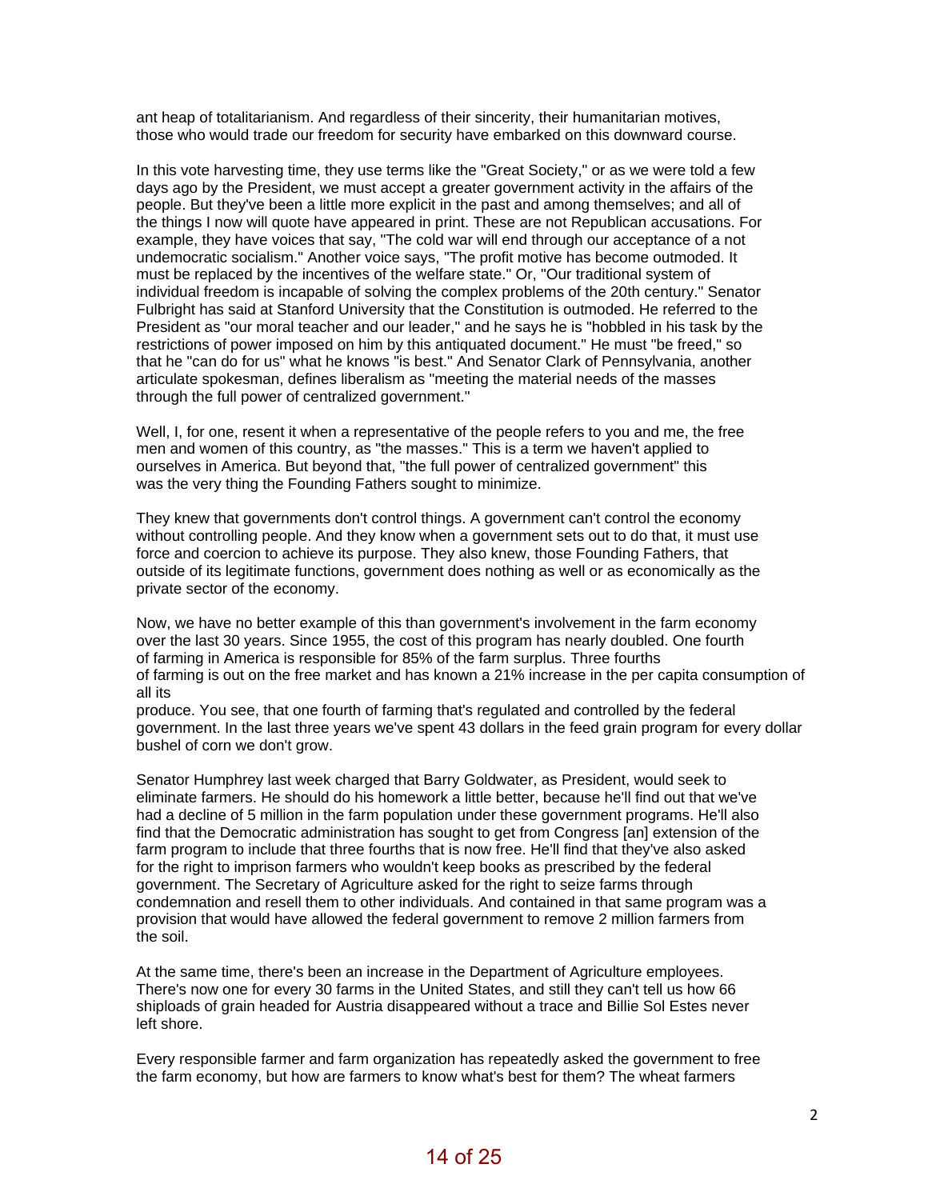ant heap of totalitarianism. And regardless of their sincerity, their humanitarian motives, those who would trade our freedom for security have embarked on this downward course.

In this vote harvesting time, they use terms like the "Great Society," or as we were told a few days ago by the President, we must accept a greater government activity in the affairs of the people. But they've been a little more explicit in the past and among themselves; and all of the things I now will quote have appeared in print. These are not Republican accusations. For example, they have voices that say, "The cold war will end through our acceptance of a not undemocratic socialism." Another voice says, "The profit motive has become outmoded. It must be replaced by the incentives of the welfare state." Or, "Our traditional system of individual freedom is incapable of solving the complex problems of the 20th century." Senator Fulbright has said at Stanford University that the Constitution is outmoded. He referred to the President as "our moral teacher and our leader," and he says he is "hobbled in his task by the restrictions of power imposed on him by this antiquated document." He must "be freed," so that he "can do for us" what he knows "is best." And Senator Clark of Pennsylvania, another articulate spokesman, defines liberalism as "meeting the material needs of the masses through the full power of centralized government."

Well, I, for one, resent it when a representative of the people refers to you and me, the free men and women of this country, as "the masses." This is a term we haven't applied to ourselves in America. But beyond that, "the full power of centralized government" this was the very thing the Founding Fathers sought to minimize.

They knew that governments don't control things. A government can't control the economy without controlling people. And they know when a government sets out to do that, it must use force and coercion to achieve its purpose. They also knew, those Founding Fathers, that outside of its legitimate functions, government does nothing as well or as economically as the private sector of the economy.

Now, we have no better example of this than government's involvement in the farm economy over the last 30 years. Since 1955, the cost of this program has nearly doubled. One fourth of farming in America is responsible for 85% of the farm surplus. Three fourths of farming is out on the free market and has known a 21% increase in the per capita consumption of all its produce. You see, that one fourth of farming that's regulated and controlled by the federal government. In the last three years we've spent 43 dollars in the feed grain program for every dollar bushel of corn we don't grow.

Senator Humphrey last week charged that Barry Goldwater, as President, would seek to eliminate farmers. He should do his homework a little better, because he'll find out that we've had a decline of 5 million in the farm population under these government programs. He'll also find that the Democratic administration has sought to get from Congress [an] extension of the farm program to include that three fourths that is now free. He'll find that they've also asked for the right to imprison farmers who wouldn't keep books as prescribed by the federal government. The Secretary of Agriculture asked for the right to seize farms through condemnation and resell them to other individuals. And contained in that same program was a provision that would have allowed the federal government to remove 2 million farmers from the soil.

At the same time, there's been an increase in the Department of Agriculture employees. There's now one for every 30 farms in the United States, and still they can't tell us how 66 shiploads of grain headed for Austria disappeared without a trace and Billie Sol Estes never left shore.

Every responsible farmer and farm organization has repeatedly asked the government to free the farm economy, but how are farmers to know what's best for them? The wheat farmers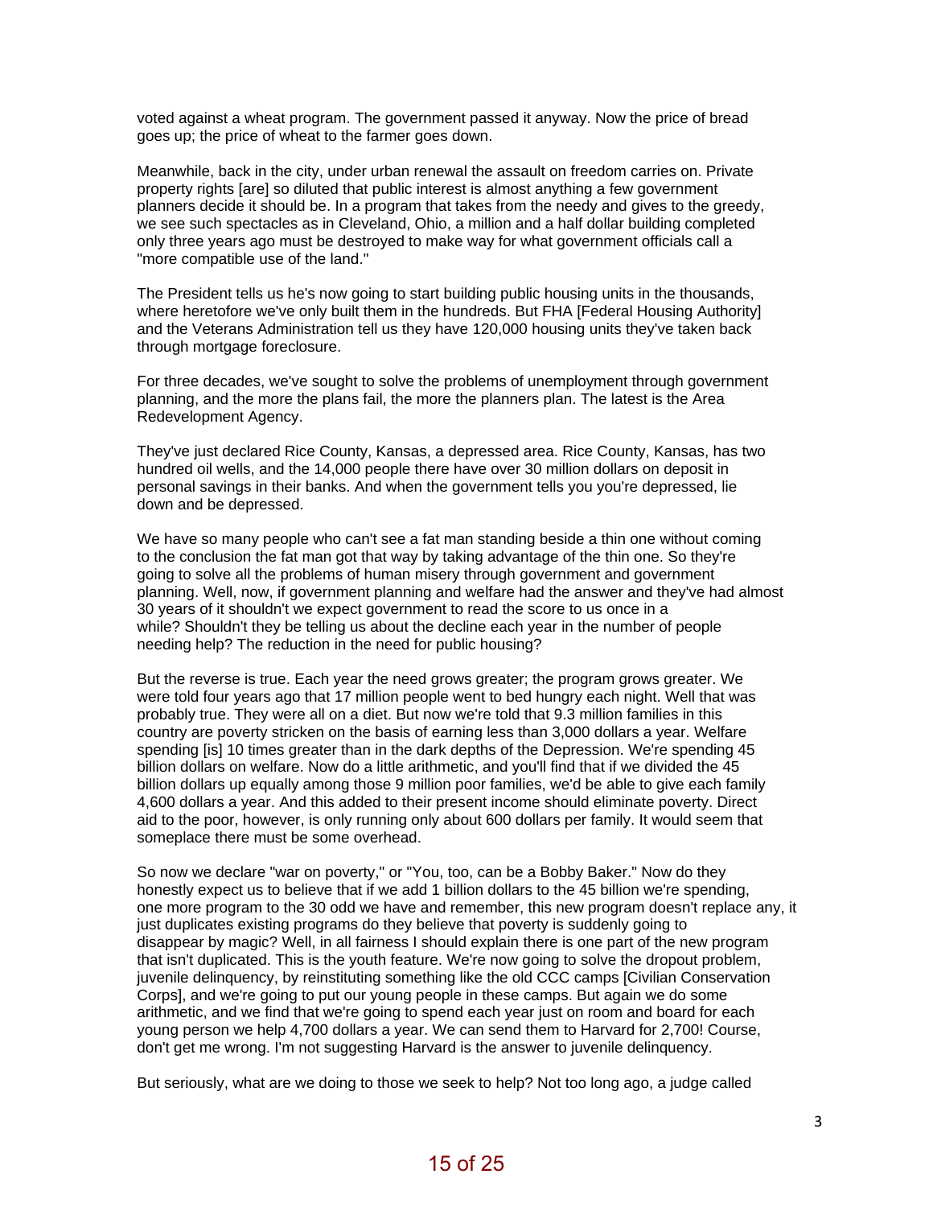voted against a wheat program. The government passed it anyway. Now the price of bread goes up; the price of wheat to the farmer goes down.

Meanwhile, back in the city, under urban renewal the assault on freedom carries on. Private property rights [are] so diluted that public interest is almost anything a few government planners decide it should be. In a program that takes from the needy and gives to the greedy, we see such spectacles as in Cleveland, Ohio, a million and a half dollar building completed only three years ago must be destroyed to make way for what government officials call a "more compatible use of the land."

The President tells us he's now going to start building public housing units in the thousands, where heretofore we've only built them in the hundreds. But FHA [Federal Housing Authority] and the Veterans Administration tell us they have 120,000 housing units they've taken back through mortgage foreclosure.

For three decades, we've sought to solve the problems of unemployment through government planning, and the more the plans fail, the more the planners plan. The latest is the Area Redevelopment Agency.

They've just declared Rice County, Kansas, a depressed area. Rice County, Kansas, has two hundred oil wells, and the 14,000 people there have over 30 million dollars on deposit in personal savings in their banks. And when the government tells you you're depressed, lie down and be depressed.

We have so many people who can't see a fat man standing beside a thin one without coming to the conclusion the fat man got that way by taking advantage of the thin one. So they're going to solve all the problems of human misery through government and government planning. Well, now, if government planning and welfare had the answer and they've had almost 30 years of it shouldn't we expect government to read the score to us once in a while? Shouldn't they be telling us about the decline each year in the number of people needing help? The reduction in the need for public housing?

But the reverse is true. Each year the need grows greater; the program grows greater. We were told four years ago that 17 million people went to bed hungry each night. Well that was probably true. They were all on a diet. But now we're told that 9.3 million families in this country are poverty stricken on the basis of earning less than 3,000 dollars a year. Welfare spending [is] 10 times greater than in the dark depths of the Depression. We're spending 45 billion dollars on welfare. Now do a little arithmetic, and you'll find that if we divided the 45 billion dollars up equally among those 9 million poor families, we'd be able to give each family 4,600 dollars a year. And this added to their present income should eliminate poverty. Direct aid to the poor, however, is only running only about 600 dollars per family. It would seem that someplace there must be some overhead.

So now we declare "war on poverty," or "You, too, can be a Bobby Baker." Now do they honestly expect us to believe that if we add 1 billion dollars to the 45 billion we're spending, one more program to the 30 odd we have and remember, this new program doesn't replace any, it just duplicates existing programs do they believe that poverty is suddenly going to disappear by magic? Well, in all fairness I should explain there is one part of the new program that isn't duplicated. This is the youth feature. We're now going to solve the dropout problem, juvenile delinquency, by reinstituting something like the old CCC camps [Civilian Conservation Corps], and we're going to put our young people in these camps. But again we do some arithmetic, and we find that we're going to spend each year just on room and board for each young person we help 4,700 dollars a year. We can send them to Harvard for 2,700! Course, don't get me wrong. I'm not suggesting Harvard is the answer to juvenile delinquency.

But seriously, what are we doing to those we seek to help? Not too long ago, a judge called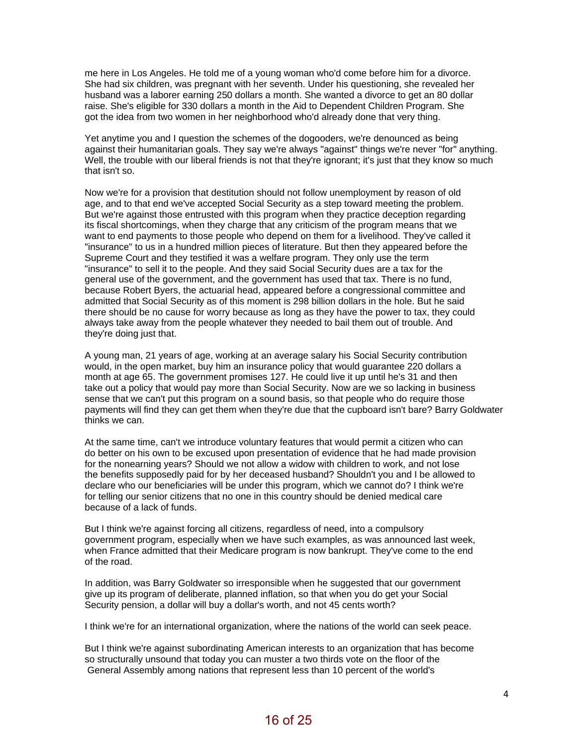me here in Los Angeles. He told me of a young woman who'd come before him for a divorce. She had six children, was pregnant with her seventh. Under his questioning, she revealed her husband was a laborer earning 250 dollars a month. She wanted a divorce to get an 80 dollar raise. She's eligible for 330 dollars a month in the Aid to Dependent Children Program. She got the idea from two women in her neighborhood who'd already done that very thing.

Yet anytime you and I question the schemes of the dogooders, we're denounced as being against their humanitarian goals. They say we're always "against" things we're never "for" anything. Well, the trouble with our liberal friends is not that they're ignorant; it's just that they know so much that isn't so.

Now we're for a provision that destitution should not follow unemployment by reason of old age, and to that end we've accepted Social Security as a step toward meeting the problem. But we're against those entrusted with this program when they practice deception regarding its fiscal shortcomings, when they charge that any criticism of the program means that we want to end payments to those people who depend on them for a livelihood. They've called it "insurance" to us in a hundred million pieces of literature. But then they appeared before the Supreme Court and they testified it was a welfare program. They only use the term "insurance" to sell it to the people. And they said Social Security dues are a tax for the general use of the government, and the government has used that tax. There is no fund, because Robert Byers, the actuarial head, appeared before a congressional committee and admitted that Social Security as of this moment is 298 billion dollars in the hole. But he said there should be no cause for worry because as long as they have the power to tax, they could always take away from the people whatever they needed to bail them out of trouble. And they're doing just that.

A young man, 21 years of age, working at an average salary his Social Security contribution would, in the open market, buy him an insurance policy that would guarantee 220 dollars a month at age 65. The government promises 127. He could live it up until he's 31 and then take out a policy that would pay more than Social Security. Now are we so lacking in business sense that we can't put this program on a sound basis, so that people who do require those payments will find they can get them when they're due that the cupboard isn't bare? Barry Goldwater thinks we can.

At the same time, can't we introduce voluntary features that would permit a citizen who can do better on his own to be excused upon presentation of evidence that he had made provision for the nonearning years? Should we not allow a widow with children to work, and not lose the benefits supposedly paid for by her deceased husband? Shouldn't you and I be allowed to declare who our beneficiaries will be under this program, which we cannot do? I think we're for telling our senior citizens that no one in this country should be denied medical care because of a lack of funds.

But I think we're against forcing all citizens, regardless of need, into a compulsory government program, especially when we have such examples, as was announced last week, when France admitted that their Medicare program is now bankrupt. They've come to the end of the road.

In addition, was Barry Goldwater so irresponsible when he suggested that our government give up its program of deliberate, planned inflation, so that when you do get your Social Security pension, a dollar will buy a dollar's worth, and not 45 cents worth?

I think we're for an international organization, where the nations of the world can seek peace.

But I think we're against subordinating American interests to an organization that has become so structurally unsound that today you can muster a two thirds vote on the floor of the General Assembly among nations that represent less than 10 percent of the world's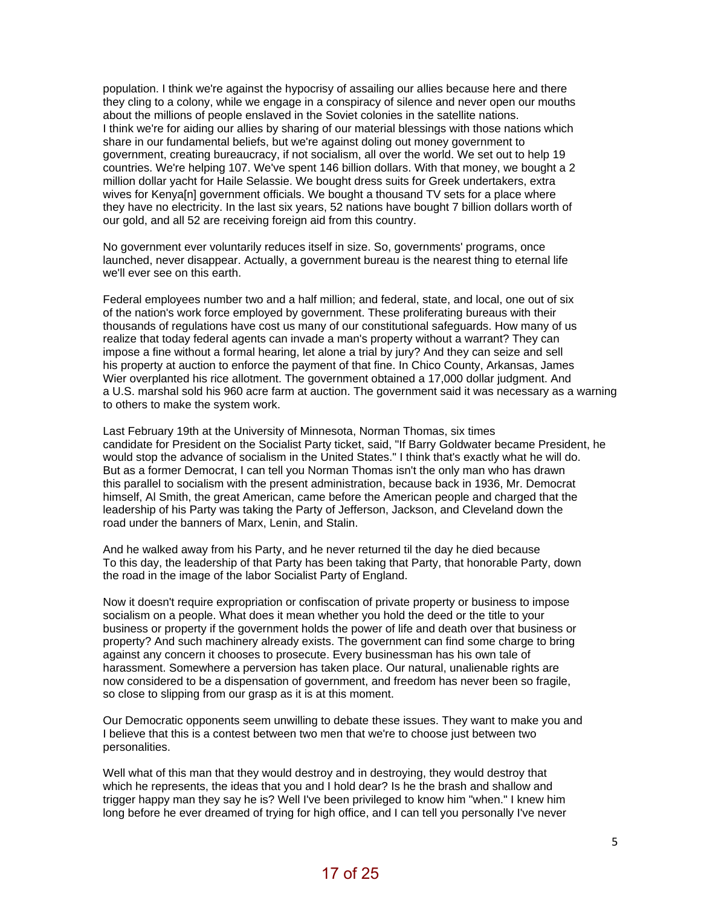population. I think we're against the hypocrisy of assailing our allies because here and there they cling to a colony, while we engage in a conspiracy of silence and never open our mouths about the millions of people enslaved in the Soviet colonies in the satellite nations.
I think we're for aiding our allies by sharing of our material blessings with those nations which share in our fundamental beliefs, but we're against doling out money government to government, creating bureaucracy, if not socialism, all over the world. We set out to help 19 countries. We're helping 107. We've spent 146 billion dollars. With that money, we bought a 2 million dollar yacht for Haile Selassie. We bought dress suits for Greek undertakers, extra wives for Kenya[n] government officials. We bought a thousand TV sets for a place where they have no electricity. In the last six years, 52 nations have bought 7 billion dollars worth of our gold, and all 52 are receiving foreign aid from this country.

No government ever voluntarily reduces itself in size. So, governments' programs, once launched, never disappear. Actually, a government bureau is the nearest thing to eternal life we'll ever see on this earth.

Federal employees number two and a half million; and federal, state, and local, one out of six of the nation's work force employed by government. These proliferating bureaus with their thousands of regulations have cost us many of our constitutional safeguards. How many of us realize that today federal agents can invade a man's property without a warrant? They can impose a fine without a formal hearing, let alone a trial by jury? And they can seize and sell his property at auction to enforce the payment of that fine. In Chico County, Arkansas, James Wier overplanted his rice allotment. The government obtained a 17,000 dollar judgment. And a U.S. marshal sold his 960 acre farm at auction. The government said it was necessary as a warning to others to make the system work.

Last February 19th at the University of Minnesota, Norman Thomas, six times candidate for President on the Socialist Party ticket, said, "If Barry Goldwater became President, he would stop the advance of socialism in the United States." I think that's exactly what he will do. But as a former Democrat, I can tell you Norman Thomas isn't the only man who has drawn this parallel to socialism with the present administration, because back in 1936, Mr. Democrat himself, Al Smith, the great American, came before the American people and charged that the leadership of his Party was taking the Party of Jefferson, Jackson, and Cleveland down the road under the banners of Marx, Lenin, and Stalin.

And he walked away from his Party, and he never returned til the day he died because To this day, the leadership of that Party has been taking that Party, that honorable Party, down the road in the image of the labor Socialist Party of England.

Now it doesn't require expropriation or confiscation of private property or business to impose socialism on a people. What does it mean whether you hold the deed or the title to your business or property if the government holds the power of life and death over that business or property? And such machinery already exists. The government can find some charge to bring against any concern it chooses to prosecute. Every businessman has his own tale of harassment. Somewhere a perversion has taken place. Our natural, unalienable rights are now considered to be a dispensation of government, and freedom has never been so fragile, so close to slipping from our grasp as it is at this moment.

Our Democratic opponents seem unwilling to debate these issues. They want to make you and I believe that this is a contest between two men that we're to choose just between two personalities.

Well what of this man that they would destroy and in destroying, they would destroy that which he represents, the ideas that you and I hold dear? Is he the brash and shallow and trigger happy man they say he is? Well I've been privileged to know him "when." I knew him long before he ever dreamed of trying for high office, and I can tell you personally I've never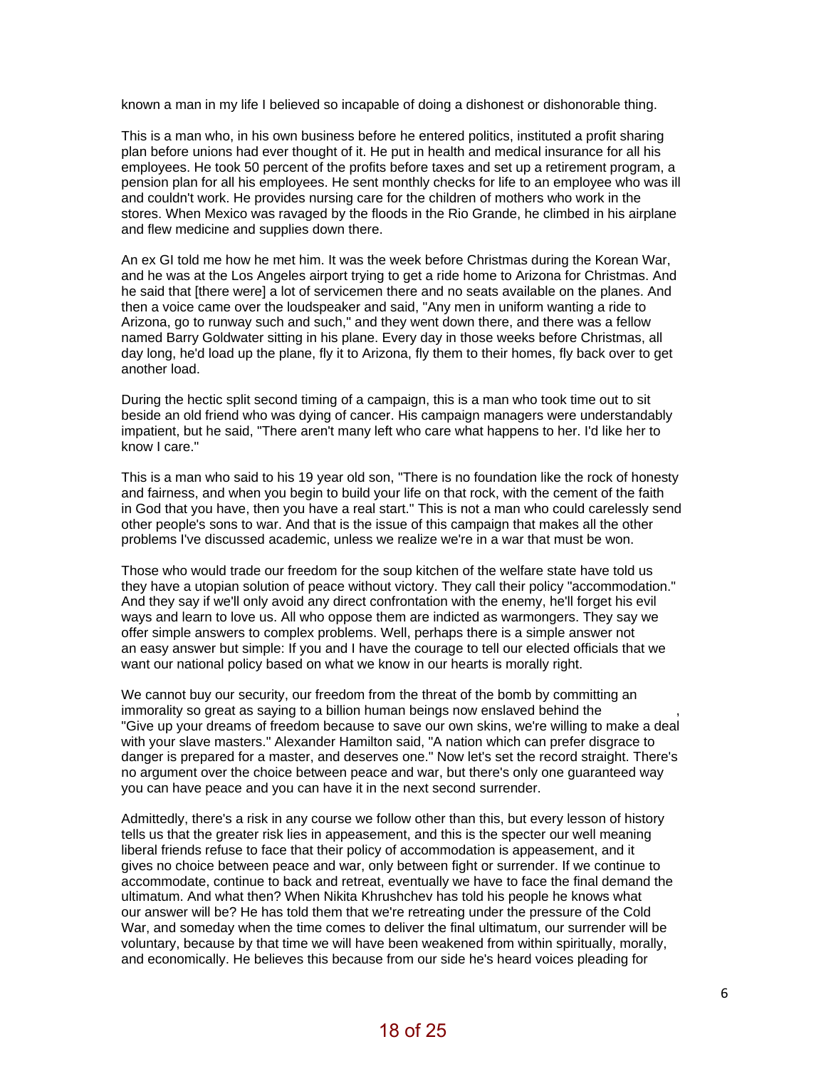known a man in my life I believed so incapable of doing a dishonest or dishonorable thing.

This is a man who, in his own business before he entered politics, instituted a profit sharing plan before unions had ever thought of it. He put in health and medical insurance for all his employees. He took 50 percent of the profits before taxes and set up a retirement program, a pension plan for all his employees. He sent monthly checks for life to an employee who was ill and couldn't work. He provides nursing care for the children of mothers who work in the stores. When Mexico was ravaged by the floods in the Rio Grande, he climbed in his airplane and flew medicine and supplies down there.

An ex GI told me how he met him. It was the week before Christmas during the Korean War, and he was at the Los Angeles airport trying to get a ride home to Arizona for Christmas. And he said that [there were] a lot of servicemen there and no seats available on the planes. And then a voice came over the loudspeaker and said, "Any men in uniform wanting a ride to Arizona, go to runway such and such," and they went down there, and there was a fellow named Barry Goldwater sitting in his plane. Every day in those weeks before Christmas, all day long, he'd load up the plane, fly it to Arizona, fly them to their homes, fly back over to get another load.

During the hectic split second timing of a campaign, this is a man who took time out to sit beside an old friend who was dying of cancer. His campaign managers were understandably impatient, but he said, "There aren't many left who care what happens to her. I'd like her to know I care."

This is a man who said to his 19 year old son, "There is no foundation like the rock of honesty and fairness, and when you begin to build your life on that rock, with the cement of the faith in God that you have, then you have a real start." This is not a man who could carelessly send other people's sons to war. And that is the issue of this campaign that makes all the other problems I've discussed academic, unless we realize we're in a war that must be won.

Those who would trade our freedom for the soup kitchen of the welfare state have told us they have a utopian solution of peace without victory. They call their policy "accommodation." And they say if we'll only avoid any direct confrontation with the enemy, he'll forget his evil ways and learn to love us. All who oppose them are indicted as warmongers. They say we offer simple answers to complex problems. Well, perhaps there is a simple answer not an easy answer but simple: If you and I have the courage to tell our elected officials that we want our national policy based on what we know in our hearts is morally right.

We cannot buy our security, our freedom from the threat of the bomb by committing an immorality so great as saying to a billion human beings now enslaved behind the , "Give up your dreams of freedom because to save our own skins, we're willing to make a deal with your slave masters." Alexander Hamilton said, "A nation which can prefer disgrace to danger is prepared for a master, and deserves one." Now let's set the record straight. There's no argument over the choice between peace and war, but there's only one guaranteed way you can have peace and you can have it in the next second surrender.

Admittedly, there's a risk in any course we follow other than this, but every lesson of history tells us that the greater risk lies in appeasement, and this is the specter our well meaning liberal friends refuse to face that their policy of accommodation is appeasement, and it gives no choice between peace and war, only between fight or surrender. If we continue to accommodate, continue to back and retreat, eventually we have to face the final demand the ultimatum. And what then? When Nikita Khrushchev has told his people he knows what our answer will be? He has told them that we're retreating under the pressure of the Cold War, and someday when the time comes to deliver the final ultimatum, our surrender will be voluntary, because by that time we will have been weakened from within spiritually, morally, and economically. He believes this because from our side he's heard voices pleading for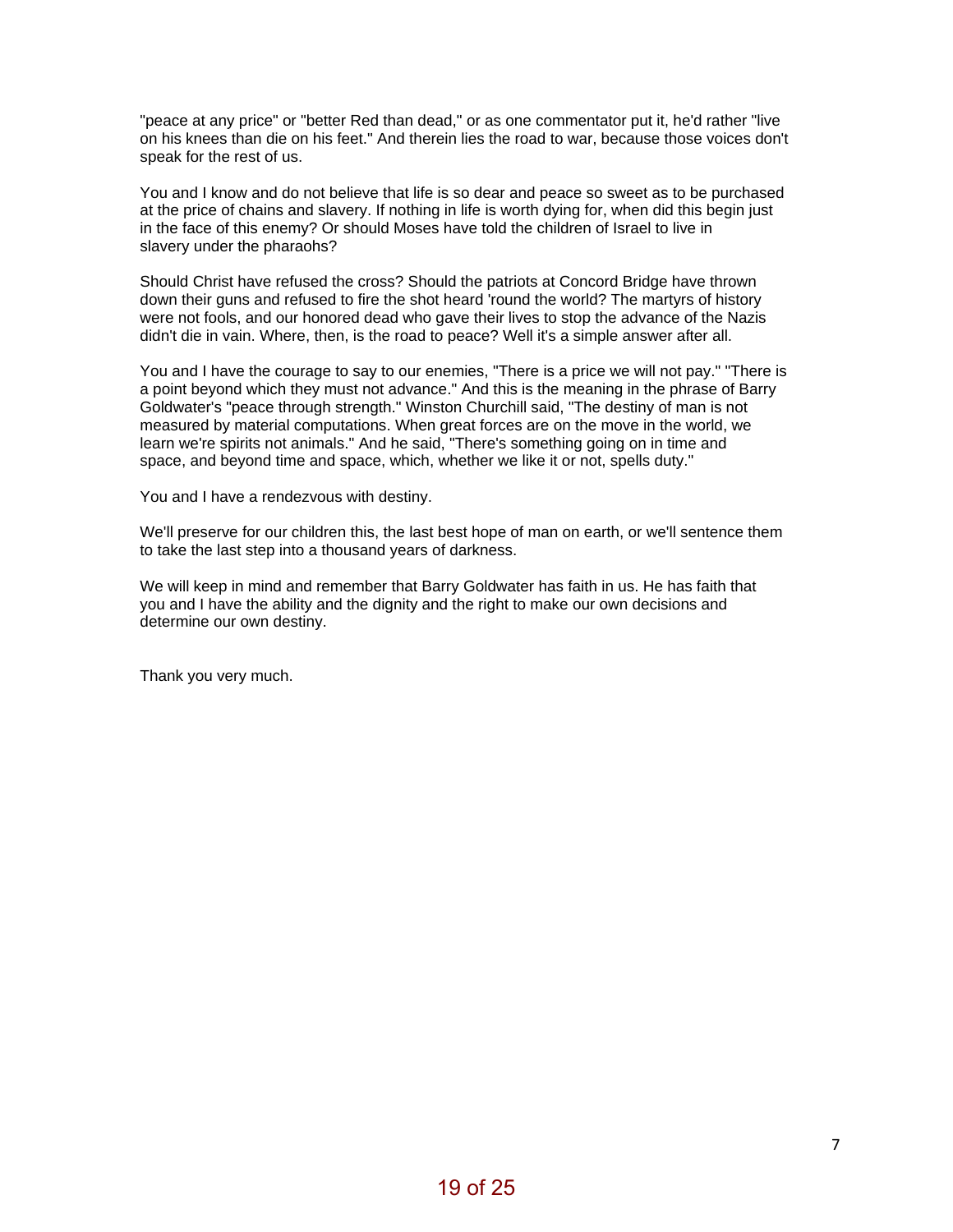"peace at any price" or "better Red than dead," or as one commentator put it, he'd rather "live on his knees than die on his feet." And therein lies the road to war, because those voices don't speak for the rest of us.

You and I know and do not believe that life is so dear and peace so sweet as to be purchased at the price of chains and slavery. If nothing in life is worth dying for, when did this begin just in the face of this enemy? Or should Moses have told the children of Israel to live in slavery under the pharaohs?

Should Christ have refused the cross? Should the patriots at Concord Bridge have thrown down their guns and refused to fire the shot heard 'round the world? The martyrs of history were not fools, and our honored dead who gave their lives to stop the advance of the Nazis didn't die in vain. Where, then, is the road to peace? Well it's a simple answer after all.

You and I have the courage to say to our enemies, "There is a price we will not pay." "There is a point beyond which they must not advance." And this is the meaning in the phrase of Barry Goldwater's "peace through strength." Winston Churchill said, "The destiny of man is not measured by material computations. When great forces are on the move in the world, we learn we're spirits not animals." And he said, "There's something going on in time and space, and beyond time and space, which, whether we like it or not, spells duty."

You and I have a rendezvous with destiny.

We'll preserve for our children this, the last best hope of man on earth, or we'll sentence them to take the last step into a thousand years of darkness.

We will keep in mind and remember that Barry Goldwater has faith in us. He has faith that you and I have the ability and the dignity and the right to make our own decisions and determine our own destiny.

Thank you very much.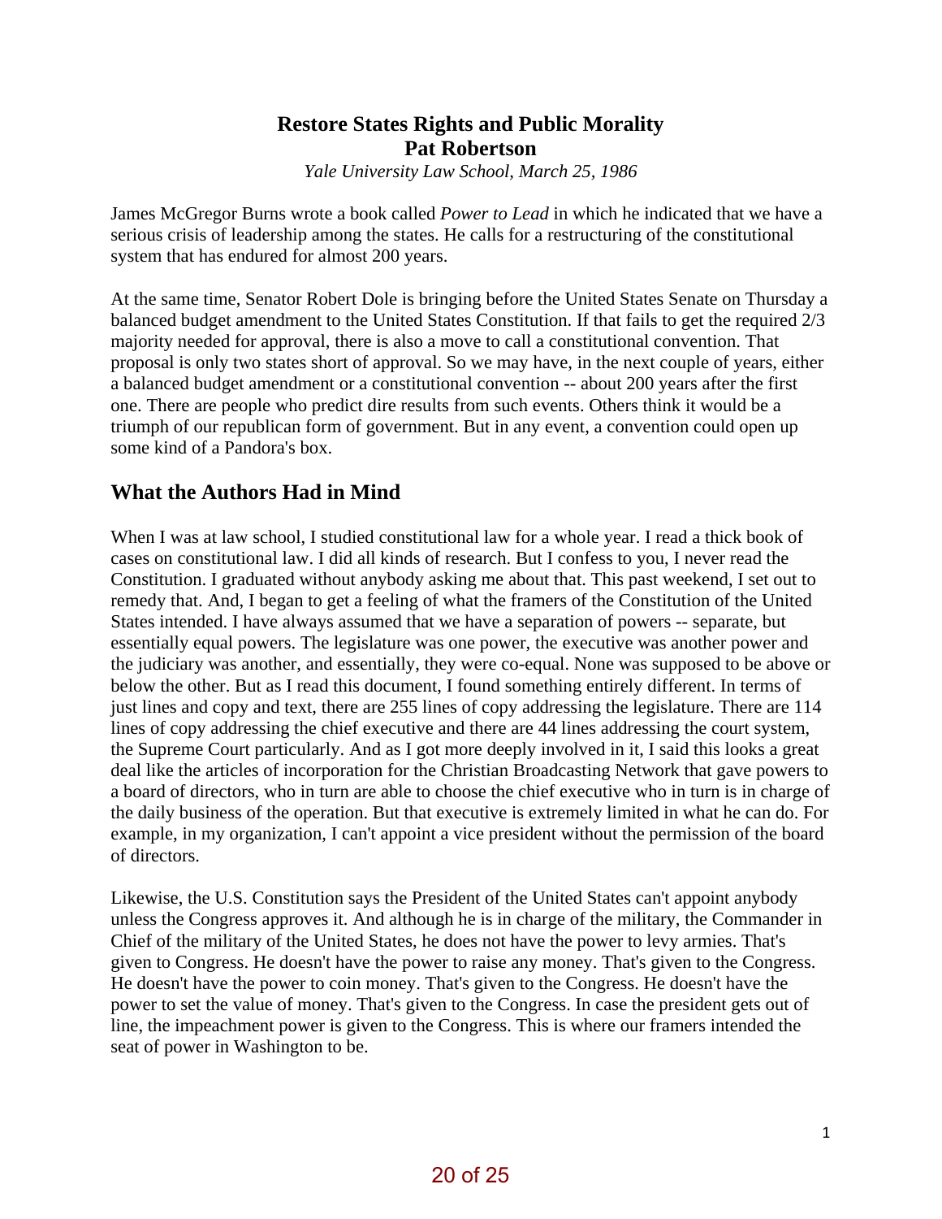# Restore States Rights and Public Morality

## Pat Robertson

*Yale University Law School, March 25, 1986*

James McGregor Burns wrote a book called *Power to Lead* in which he indicated that we have a serious crisis of leadership among the states. He calls for a restructuring of the constitutional system that has endured for almost 200 years.

At the same time, Senator Robert Dole is bringing before the United States Senate on Thursday a balanced budget amendment to the United States Constitution. If that fails to get the required 2/3 majority needed for approval, there is also a move to call a constitutional convention. That proposal is only two states short of approval. So we may have, in the next couple of years, either a balanced budget amendment or a constitutional convention -- about 200 years after the first one. There are people who predict dire results from such events. Others think it would be a triumph of our republican form of government. But in any event, a convention could open up some kind of a Pandora's box.

## What the Authors Had in Mind

When I was at law school, I studied constitutional law for a whole year. I read a thick book of cases on constitutional law. I did all kinds of research. But I confess to you, I never read the Constitution. I graduated without anybody asking me about that. This past weekend, I set out to remedy that. And, I began to get a feeling of what the framers of the Constitution of the United States intended. I have always assumed that we have a separation of powers -- separate, but essentially equal powers. The legislature was one power, the executive was another power and the judiciary was another, and essentially, they were co-equal. None was supposed to be above or below the other. But as I read this document, I found something entirely different. In terms of just lines and copy and text, there are 255 lines of copy addressing the legislature. There are 114 lines of copy addressing the chief executive and there are 44 lines addressing the court system, the Supreme Court particularly. And as I got more deeply involved in it, I said this looks a great deal like the articles of incorporation for the Christian Broadcasting Network that gave powers to a board of directors, who in turn are able to choose the chief executive who in turn is in charge of the daily business of the operation. But that executive is extremely limited in what he can do. For example, in my organization, I can't appoint a vice president without the permission of the board of directors.

Likewise, the U.S. Constitution says the President of the United States can't appoint anybody unless the Congress approves it. And although he is in charge of the military, the Commander in Chief of the military of the United States, he does not have the power to levy armies. That's given to Congress. He doesn't have the power to raise any money. That's given to the Congress. He doesn't have the power to coin money. That's given to the Congress. He doesn't have the power to set the value of money. That's given to the Congress. In case the president gets out of line, the impeachment power is given to the Congress. This is where our framers intended the seat of power in Washington to be.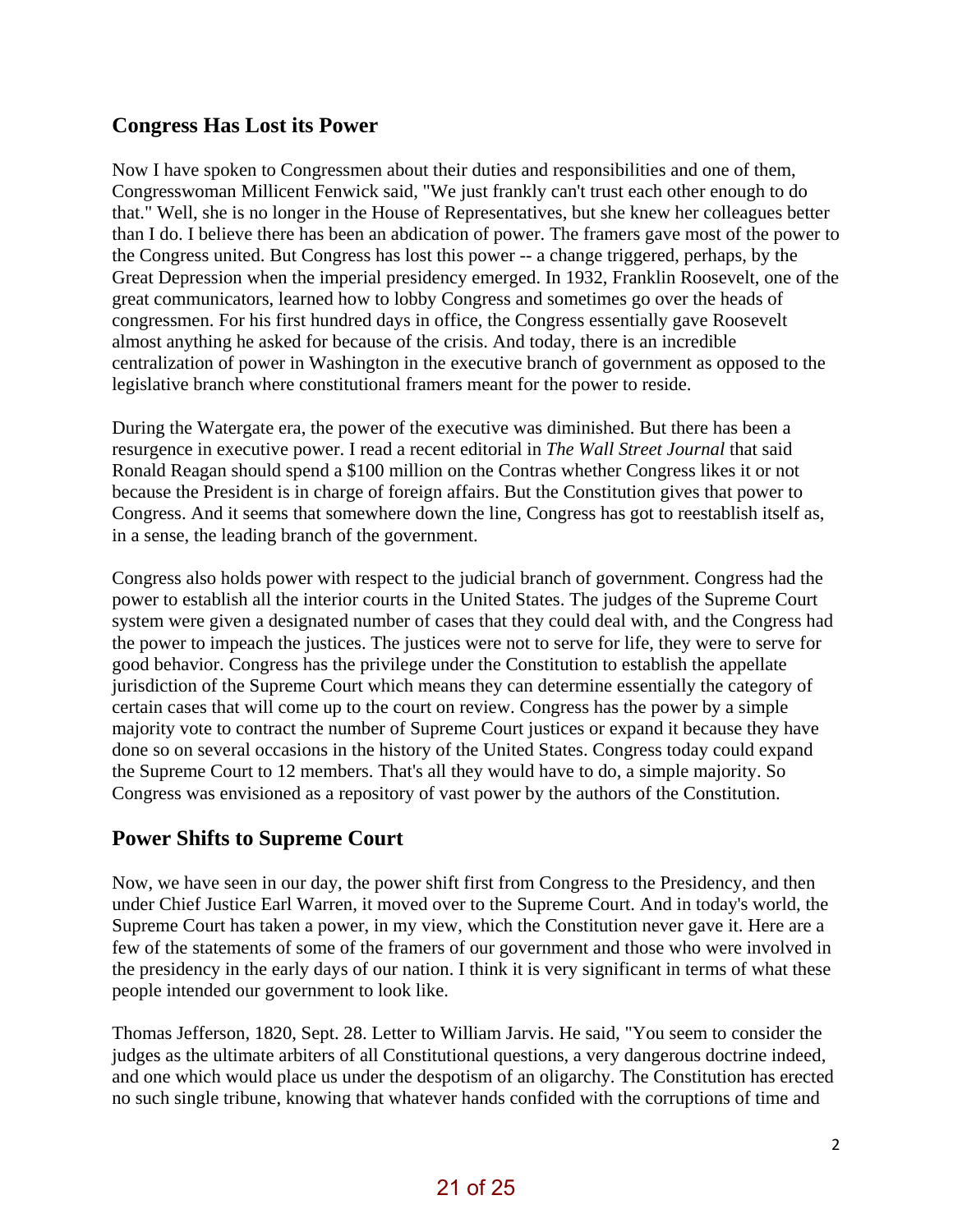## Congress Has Lost its Power

Now I have spoken to Congressmen about their duties and responsibilities and one of them, Congresswoman Millicent Fenwick said, "We just frankly can't trust each other enough to do that." Well, she is no longer in the House of Representatives, but she knew her colleagues better than I do. I believe there has been an abdication of power. The framers gave most of the power to the Congress united. But Congress has lost this power -- a change triggered, perhaps, by the Great Depression when the imperial presidency emerged. In 1932, Franklin Roosevelt, one of the great communicators, learned how to lobby Congress and sometimes go over the heads of congressmen. For his first hundred days in office, the Congress essentially gave Roosevelt almost anything he asked for because of the crisis. And today, there is an incredible centralization of power in Washington in the executive branch of government as opposed to the legislative branch where constitutional framers meant for the power to reside.

During the Watergate era, the power of the executive was diminished. But there has been a resurgence in executive power. I read a recent editorial in *The Wall Street Journal* that said Ronald Reagan should spend a $100 million on the Contras whether Congress likes it or not because the President is in charge of foreign affairs. But the Constitution gives that power to Congress. And it seems that somewhere down the line, Congress has got to reestablish itself as, in a sense, the leading branch of the government.

Congress also holds power with respect to the judicial branch of government. Congress had the power to establish all the interior courts in the United States. The judges of the Supreme Court system were given a designated number of cases that they could deal with, and the Congress had the power to impeach the justices. The justices were not to serve for life, they were to serve for good behavior. Congress has the privilege under the Constitution to establish the appellate jurisdiction of the Supreme Court which means they can determine essentially the category of certain cases that will come up to the court on review. Congress has the power by a simple majority vote to contract the number of Supreme Court justices or expand it because they have done so on several occasions in the history of the United States. Congress today could expand the Supreme Court to 12 members. That's all they would have to do, a simple majority. So Congress was envisioned as a repository of vast power by the authors of the Constitution.

## Power Shifts to Supreme Court

Now, we have seen in our day, the power shift first from Congress to the Presidency, and then under Chief Justice Earl Warren, it moved over to the Supreme Court. And in today's world, the Supreme Court has taken a power, in my view, which the Constitution never gave it. Here are a few of the statements of some of the framers of our government and those who were involved in the presidency in the early days of our nation. I think it is very significant in terms of what these people intended our government to look like.

Thomas Jefferson, 1820, Sept. 28. Letter to William Jarvis. He said, "You seem to consider the judges as the ultimate arbiters of all Constitutional questions, a very dangerous doctrine indeed, and one which would place us under the despotism of an oligarchy. The Constitution has erected no such single tribune, knowing that whatever hands confided with the corruptions of time and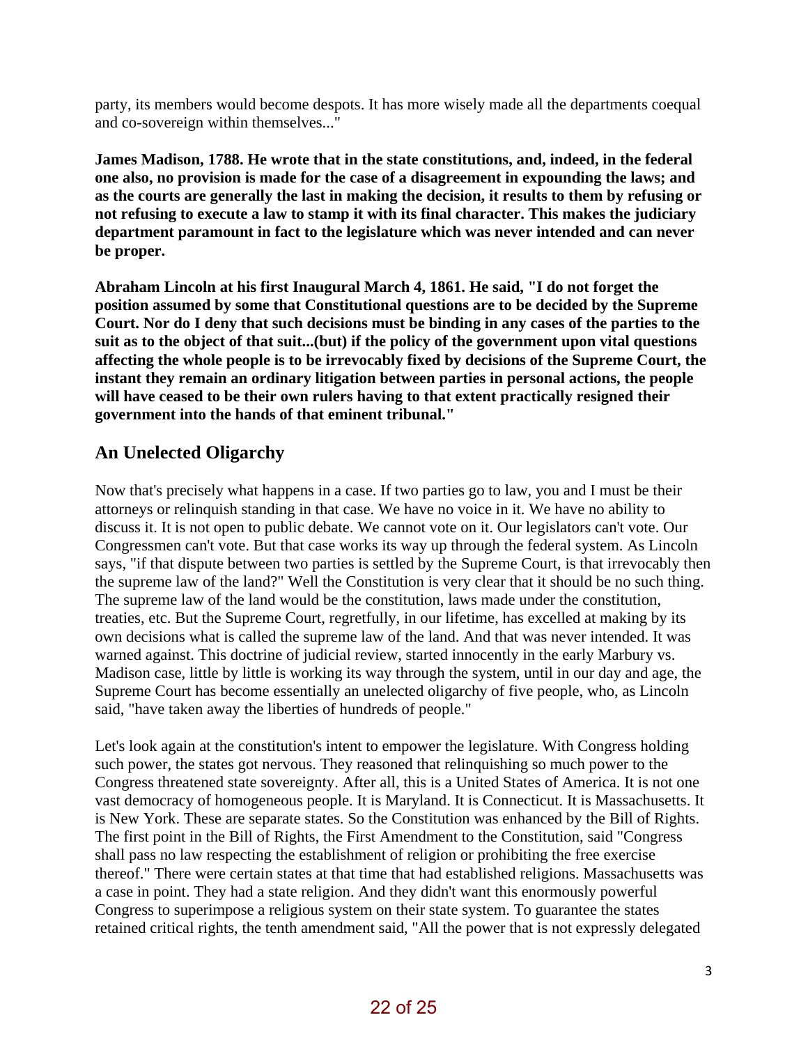party, its members would become despots. It has more wisely made all the departments coequal and co-sovereign within themselves..."

**James Madison, 1788. He wrote that in the state constitutions, and, indeed, in the federal one also, no provision is made for the case of a disagreement in expounding the laws; and as the courts are generally the last in making the decision, it results to them by refusing or not refusing to execute a law to stamp it with its final character. This makes the judiciary department paramount in fact to the legislature which was never intended and can never be proper.**

**Abraham Lincoln at his first Inaugural March 4, 1861. He said, "I do not forget the position assumed by some that Constitutional questions are to be decided by the Supreme Court. Nor do I deny that such decisions must be binding in any cases of the parties to the suit as to the object of that suit...(but) if the policy of the government upon vital questions affecting the whole people is to be irrevocably fixed by decisions of the Supreme Court, the instant they remain an ordinary litigation between parties in personal actions, the people will have ceased to be their own rulers having to that extent practically resigned their government into the hands of that eminent tribunal."**

## An Unelected Oligarchy

Now that's precisely what happens in a case. If two parties go to law, you and I must be their attorneys or relinquish standing in that case. We have no voice in it. We have no ability to discuss it. It is not open to public debate. We cannot vote on it. Our legislators can't vote. Our Congressmen can't vote. But that case works its way up through the federal system. As Lincoln says, "if that dispute between two parties is settled by the Supreme Court, is that irrevocably then the supreme law of the land?" Well the Constitution is very clear that it should be no such thing. The supreme law of the land would be the constitution, laws made under the constitution, treaties, etc. But the Supreme Court, regretfully, in our lifetime, has excelled at making by its own decisions what is called the supreme law of the land. And that was never intended. It was warned against. This doctrine of judicial review, started innocently in the early Marbury vs. Madison case, little by little is working its way through the system, until in our day and age, the Supreme Court has become essentially an unelected oligarchy of five people, who, as Lincoln said, "have taken away the liberties of hundreds of people."

Let's look again at the constitution's intent to empower the legislature. With Congress holding such power, the states got nervous. They reasoned that relinquishing so much power to the Congress threatened state sovereignty. After all, this is a United States of America. It is not one vast democracy of homogeneous people. It is Maryland. It is Connecticut. It is Massachusetts. It is New York. These are separate states. So the Constitution was enhanced by the Bill of Rights. The first point in the Bill of Rights, the First Amendment to the Constitution, said "Congress shall pass no law respecting the establishment of religion or prohibiting the free exercise thereof." There were certain states at that time that had established religions. Massachusetts was a case in point. They had a state religion. And they didn't want this enormously powerful Congress to superimpose a religious system on their state system. To guarantee the states retained critical rights, the tenth amendment said, "All the power that is not expressly delegated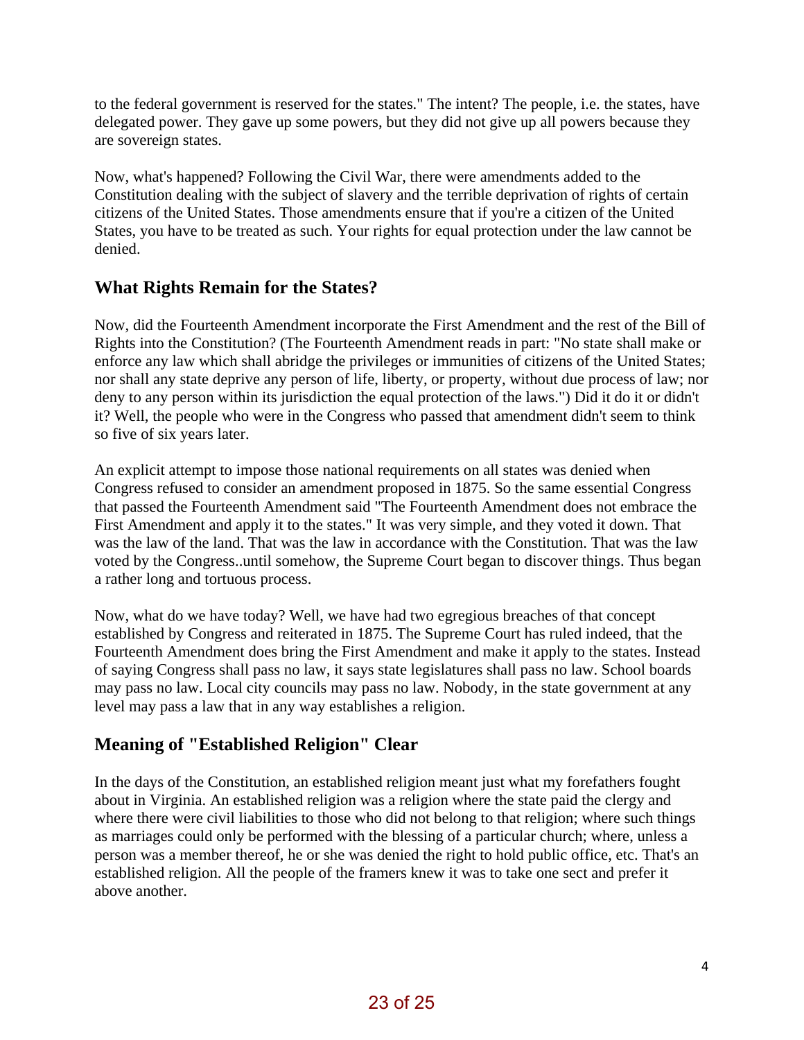to the federal government is reserved for the states." The intent? The people, i.e. the states, have delegated power. They gave up some powers, but they did not give up all powers because they are sovereign states.

Now, what's happened? Following the Civil War, there were amendments added to the Constitution dealing with the subject of slavery and the terrible deprivation of rights of certain citizens of the United States. Those amendments ensure that if you're a citizen of the United States, you have to be treated as such. Your rights for equal protection under the law cannot be denied.

## What Rights Remain for the States?

Now, did the Fourteenth Amendment incorporate the First Amendment and the rest of the Bill of Rights into the Constitution? (The Fourteenth Amendment reads in part: "No state shall make or enforce any law which shall abridge the privileges or immunities of citizens of the United States; nor shall any state deprive any person of life, liberty, or property, without due process of law; nor deny to any person within its jurisdiction the equal protection of the laws.") Did it do it or didn't it? Well, the people who were in the Congress who passed that amendment didn't seem to think so five of six years later.

An explicit attempt to impose those national requirements on all states was denied when Congress refused to consider an amendment proposed in 1875. So the same essential Congress that passed the Fourteenth Amendment said "The Fourteenth Amendment does not embrace the First Amendment and apply it to the states." It was very simple, and they voted it down. That was the law of the land. That was the law in accordance with the Constitution. That was the law voted by the Congress..until somehow, the Supreme Court began to discover things. Thus began a rather long and tortuous process.

Now, what do we have today? Well, we have had two egregious breaches of that concept established by Congress and reiterated in 1875. The Supreme Court has ruled indeed, that the Fourteenth Amendment does bring the First Amendment and make it apply to the states. Instead of saying Congress shall pass no law, it says state legislatures shall pass no law. School boards may pass no law. Local city councils may pass no law. Nobody, in the state government at any level may pass a law that in any way establishes a religion.

## Meaning of "Established Religion" Clear

In the days of the Constitution, an established religion meant just what my forefathers fought about in Virginia. An established religion was a religion where the state paid the clergy and where there were civil liabilities to those who did not belong to that religion; where such things as marriages could only be performed with the blessing of a particular church; where, unless a person was a member thereof, he or she was denied the right to hold public office, etc. That's an established religion. All the people of the framers knew it was to take one sect and prefer it above another.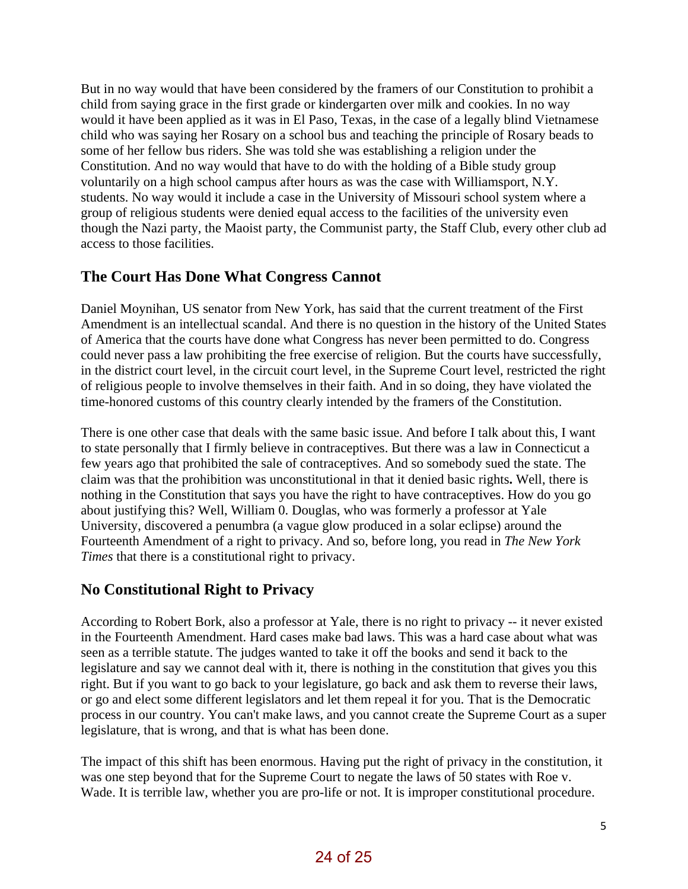But in no way would that have been considered by the framers of our Constitution to prohibit a child from saying grace in the first grade or kindergarten over milk and cookies. In no way would it have been applied as it was in El Paso, Texas, in the case of a legally blind Vietnamese child who was saying her Rosary on a school bus and teaching the principle of Rosary beads to some of her fellow bus riders. She was told she was establishing a religion under the Constitution. And no way would that have to do with the holding of a Bible study group voluntarily on a high school campus after hours as was the case with Williamsport, N.Y. students. No way would it include a case in the University of Missouri school system where a group of religious students were denied equal access to the facilities of the university even though the Nazi party, the Maoist party, the Communist party, the Staff Club, every other club ad access to those facilities.

## The Court Has Done What Congress Cannot

Daniel Moynihan, US senator from New York, has said that the current treatment of the First Amendment is an intellectual scandal. And there is no question in the history of the United States of America that the courts have done what Congress has never been permitted to do. Congress could never pass a law prohibiting the free exercise of religion. But the courts have successfully, in the district court level, in the circuit court level, in the Supreme Court level, restricted the right of religious people to involve themselves in their faith. And in so doing, they have violated the time-honored customs of this country clearly intended by the framers of the Constitution.

There is one other case that deals with the same basic issue. And before I talk about this, I want to state personally that I firmly believe in contraceptives. But there was a law in Connecticut a few years ago that prohibited the sale of contraceptives. And so somebody sued the state. The claim was that the prohibition was unconstitutional in that it denied basic rights**.** Well, there is nothing in the Constitution that says you have the right to have contraceptives. How do you go about justifying this? Well, William 0. Douglas, who was formerly a professor at Yale University, discovered a penumbra (a vague glow produced in a solar eclipse) around the Fourteenth Amendment of a right to privacy. And so, before long, you read in *The New York Times* that there is a constitutional right to privacy.

## No Constitutional Right to Privacy

According to Robert Bork, also a professor at Yale, there is no right to privacy -- it never existed in the Fourteenth Amendment. Hard cases make bad laws. This was a hard case about what was seen as a terrible statute. The judges wanted to take it off the books and send it back to the legislature and say we cannot deal with it, there is nothing in the constitution that gives you this right. But if you want to go back to your legislature, go back and ask them to reverse their laws, or go and elect some different legislators and let them repeal it for you. That is the Democratic process in our country. You can't make laws, and you cannot create the Supreme Court as a super legislature, that is wrong, and that is what has been done.

The impact of this shift has been enormous. Having put the right of privacy in the constitution, it was one step beyond that for the Supreme Court to negate the laws of 50 states with Roe v. Wade. It is terrible law, whether you are pro-life or not. It is improper constitutional procedure.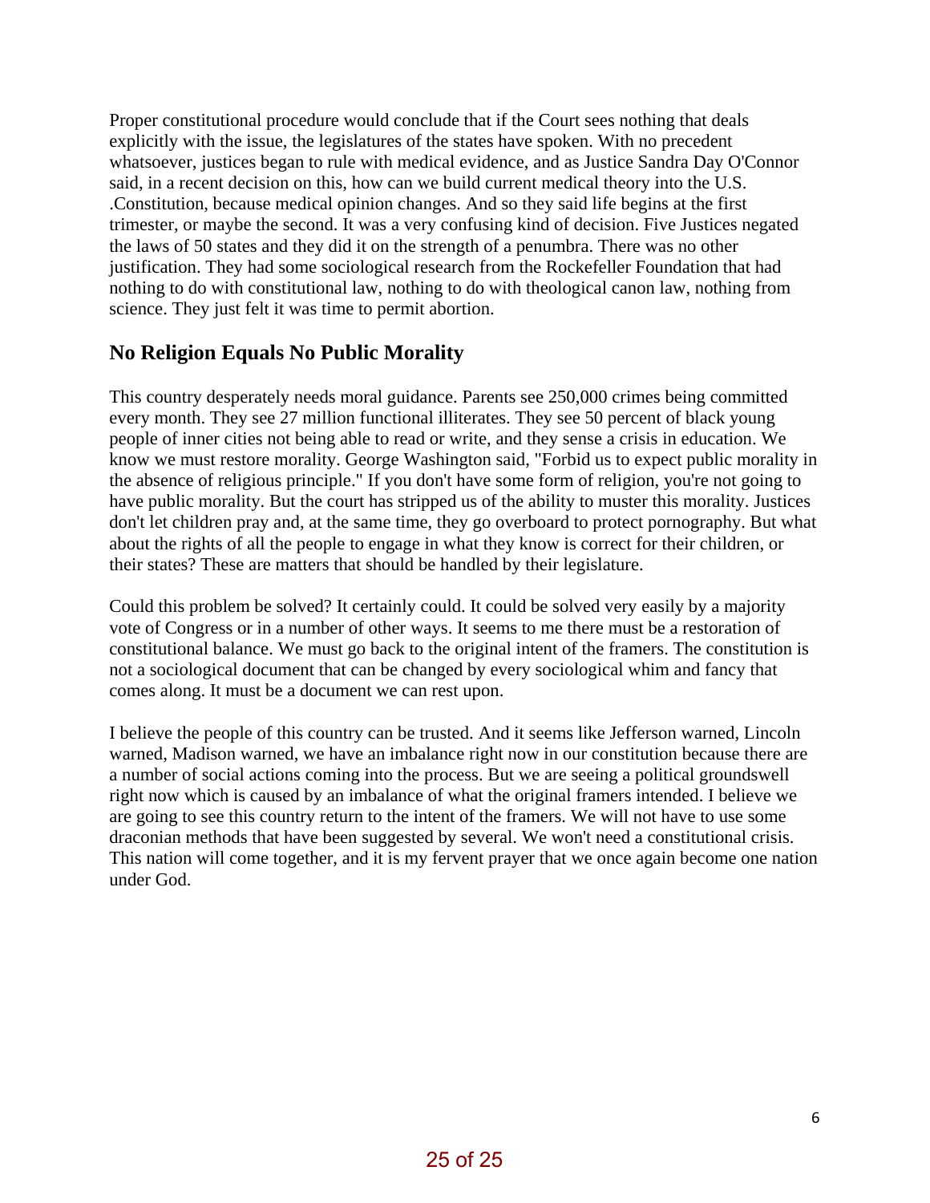Proper constitutional procedure would conclude that if the Court sees nothing that deals explicitly with the issue, the legislatures of the states have spoken. With no precedent whatsoever, justices began to rule with medical evidence, and as Justice Sandra Day O'Connor said, in a recent decision on this, how can we build current medical theory into the U.S. .Constitution, because medical opinion changes. And so they said life begins at the first trimester, or maybe the second. It was a very confusing kind of decision. Five Justices negated the laws of 50 states and they did it on the strength of a penumbra. There was no other justification. They had some sociological research from the Rockefeller Foundation that had nothing to do with constitutional law, nothing to do with theological canon law, nothing from science. They just felt it was time to permit abortion.

## No Religion Equals No Public Morality

This country desperately needs moral guidance. Parents see 250,000 crimes being committed every month. They see 27 million functional illiterates. They see 50 percent of black young people of inner cities not being able to read or write, and they sense a crisis in education. We know we must restore morality. George Washington said, "Forbid us to expect public morality in the absence of religious principle." If you don't have some form of religion, you're not going to have public morality. But the court has stripped us of the ability to muster this morality. Justices don't let children pray and, at the same time, they go overboard to protect pornography. But what about the rights of all the people to engage in what they know is correct for their children, or their states? These are matters that should be handled by their legislature.

Could this problem be solved? It certainly could. It could be solved very easily by a majority vote of Congress or in a number of other ways. It seems to me there must be a restoration of constitutional balance. We must go back to the original intent of the framers. The constitution is not a sociological document that can be changed by every sociological whim and fancy that comes along. It must be a document we can rest upon.

I believe the people of this country can be trusted. And it seems like Jefferson warned, Lincoln warned, Madison warned, we have an imbalance right now in our constitution because there are a number of social actions coming into the process. But we are seeing a political groundswell right now which is caused by an imbalance of what the original framers intended. I believe we are going to see this country return to the intent of the framers. We will not have to use some draconian methods that have been suggested by several. We won't need a constitutional crisis. This nation will come together, and it is my fervent prayer that we once again become one nation under God.